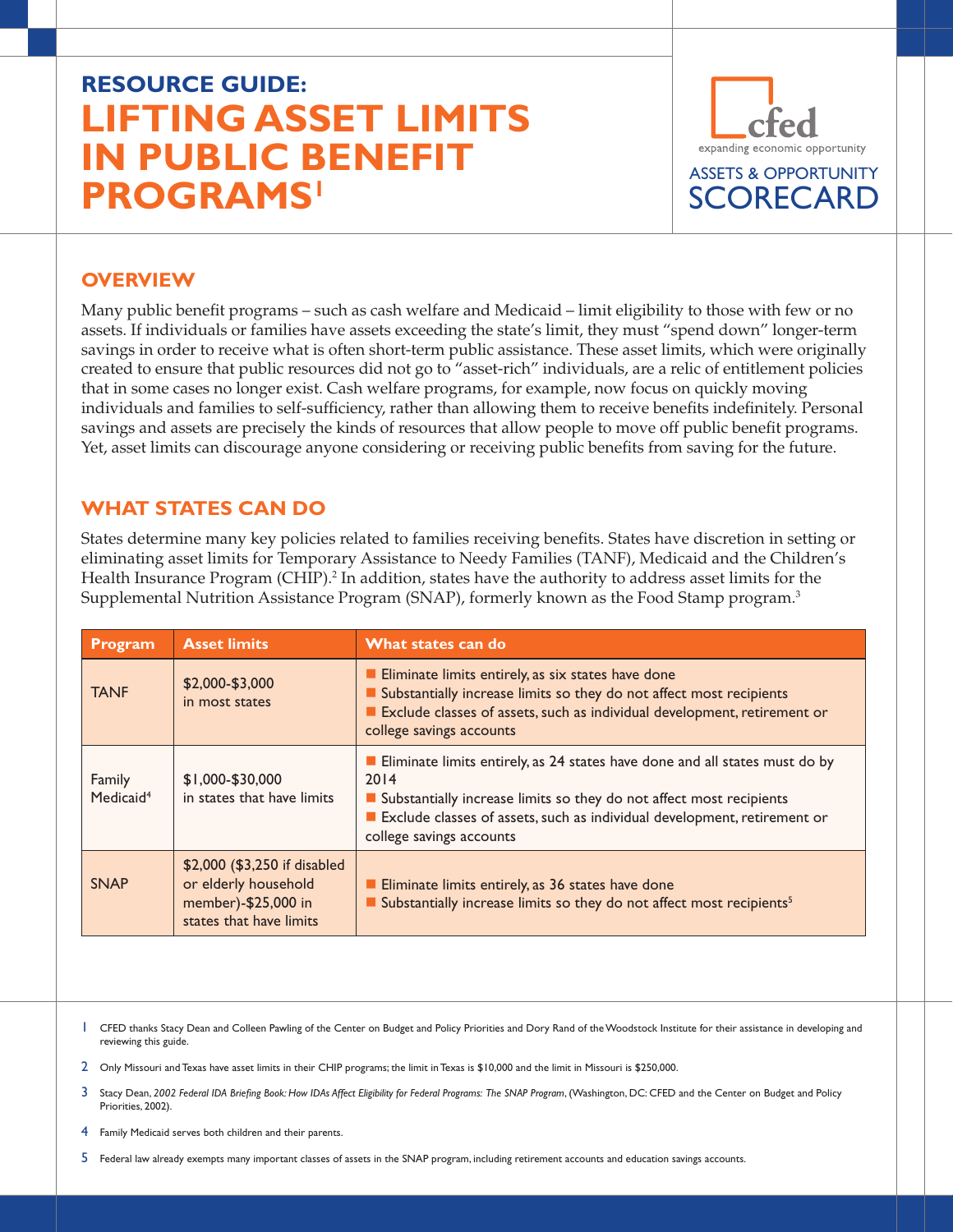# RESOURCE GUIDE:
# LIFTING ASSET LIMITS IN PUBLIC BENEFIT PROGRAMS[1]

cfed
expanding economic opportunity

ASSETS & OPPORTUNITY SCORECARD

## OVERVIEW

Many public benefit programs – such as cash welfare and Medicaid – limit eligibility to those with few or no assets. If individuals or families have assets exceeding the state's limit, they must "spend down" longer-term savings in order to receive what is often short-term public assistance. These asset limits, which were originally created to ensure that public resources did not go to "asset-rich" individuals, are a relic of entitlement policies that in some cases no longer exist. Cash welfare programs, for example, now focus on quickly moving individuals and families to self-sufficiency, rather than allowing them to receive benefits indefinitely. Personal savings and assets are precisely the kinds of resources that allow people to move off public benefit programs. Yet, asset limits can discourage anyone considering or receiving public benefits from saving for the future.

## WHAT STATES CAN DO

States determine many key policies related to families receiving benefits. States have discretion in setting or eliminating asset limits for Temporary Assistance to Needy Families (TANF), Medicaid and the Children's Health Insurance Program (CHIP).[2] In addition, states have the authority to address asset limits for the Supplemental Nutrition Assistance Program (SNAP), formerly known as the Food Stamp program.[3]

| Program | Asset limits | What states can do |
|---|---|---|
| TANF | $2,000-$3,000 in most states | ■ Eliminate limits entirely, as six states have done<br>■ Substantially increase limits so they do not affect most recipients<br>■ Exclude classes of assets, such as individual development, retirement or college savings accounts |
| Family Medicaid[4] | $1,000-$30,000 in states that have limits | ■ Eliminate limits entirely, as 24 states have done and all states must do by 2014<br>■ Substantially increase limits so they do not affect most recipients<br>■ Exclude classes of assets, such as individual development, retirement or college savings accounts |
| SNAP | $2,000 ($3,250 if disabled or elderly household member)-$25,000 in states that have limits | ■ Eliminate limits entirely, as 36 states have done<br>■ Substantially increase limits so they do not affect most recipients[5] |

1 CFED thanks Stacy Dean and Colleen Pawling of the Center on Budget and Policy Priorities and Dory Rand of the Woodstock Institute for their assistance in developing and reviewing this guide.

2 Only Missouri and Texas have asset limits in their CHIP programs; the limit in Texas is $10,000 and the limit in Missouri is $250,000.

3 Stacy Dean, *2002 Federal IDA Briefing Book: How IDAs Affect Eligibility for Federal Programs: The SNAP Program*, (Washington, DC: CFED and the Center on Budget and Policy Priorities, 2002).

4 Family Medicaid serves both children and their parents.

5 Federal law already exempts many important classes of assets in the SNAP program, including retirement accounts and education savings accounts.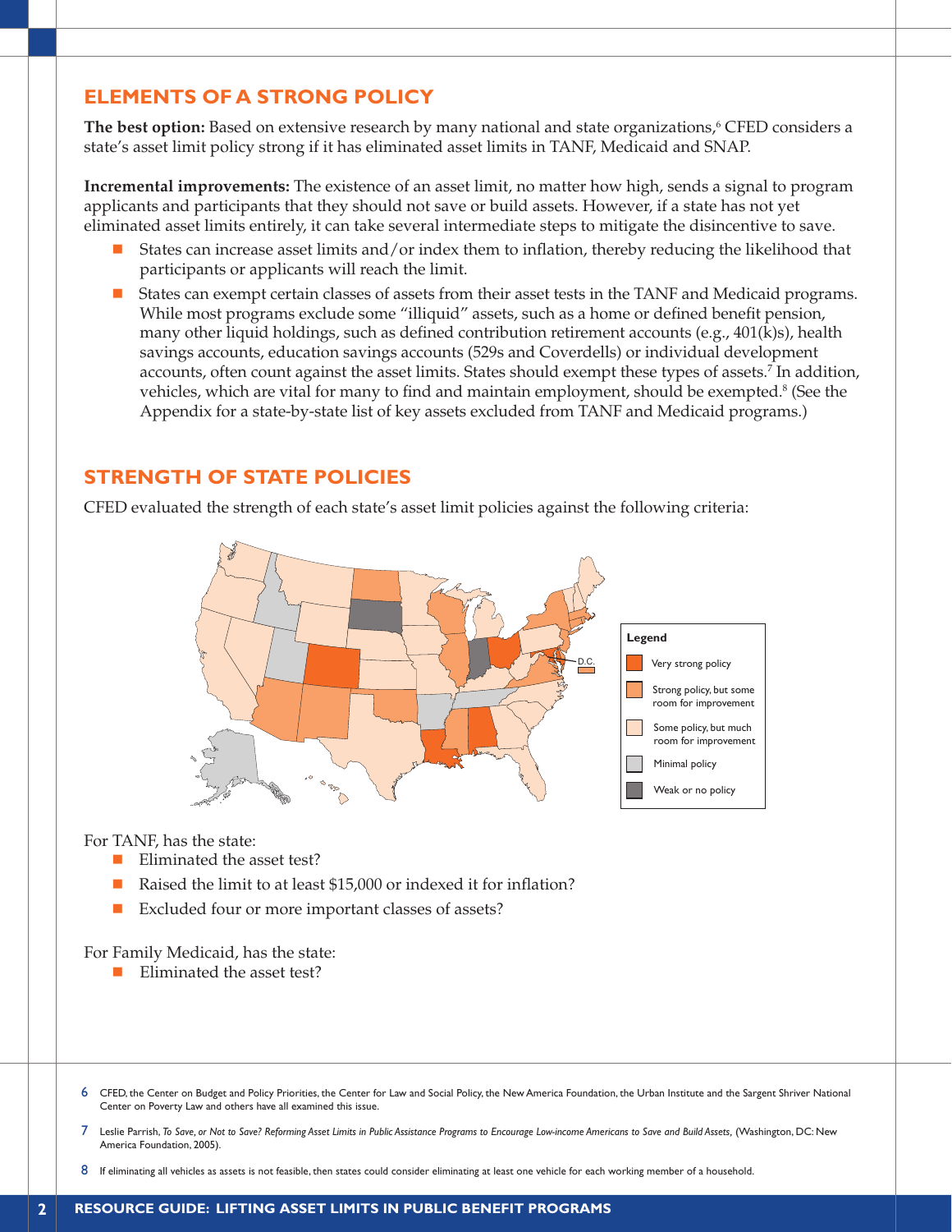## ELEMENTS OF A STRONG POLICY

**The best option:** Based on extensive research by many national and state organizations,[6] CFED considers a state's asset limit policy strong if it has eliminated asset limits in TANF, Medicaid and SNAP.

**Incremental improvements:** The existence of an asset limit, no matter how high, sends a signal to program applicants and participants that they should not save or build assets. However, if a state has not yet eliminated asset limits entirely, it can take several intermediate steps to mitigate the disincentive to save.

- States can increase asset limits and/or index them to inflation, thereby reducing the likelihood that participants or applicants will reach the limit.
- States can exempt certain classes of assets from their asset tests in the TANF and Medicaid programs. While most programs exclude some "illiquid" assets, such as a home or defined benefit pension, many other liquid holdings, such as defined contribution retirement accounts (e.g., 401(k)s), health savings accounts, education savings accounts (529s and Coverdells) or individual development accounts, often count against the asset limits. States should exempt these types of assets.[7] In addition, vehicles, which are vital for many to find and maintain employment, should be exempted.[8] (See the Appendix for a state-by-state list of key assets excluded from TANF and Medicaid programs.)

## STRENGTH OF STATE POLICIES

CFED evaluated the strength of each state's asset limit policies against the following criteria:

Legend
- Very strong policy
- Strong policy, but some room for improvement
- Some policy, but much room for improvement
- Minimal policy
- Weak or no policy

For TANF, has the state:

- Eliminated the asset test?
- Raised the limit to at least $15,000 or indexed it for inflation?
- Excluded four or more important classes of assets?

For Family Medicaid, has the state:

- Eliminated the asset test?

---

6 CFED, the Center on Budget and Policy Priorities, the Center for Law and Social Policy, the New America Foundation, the Urban Institute and the Sargent Shriver National Center on Poverty Law and others have all examined this issue.

7 Leslie Parrish, *To Save, or Not to Save? Reforming Asset Limits in Public Assistance Programs to Encourage Low-income Americans to Save and Build Assets*, (Washington, DC: New America Foundation, 2005).

8 If eliminating all vehicles as assets is not feasible, then states could consider eliminating at least one vehicle for each working member of a household.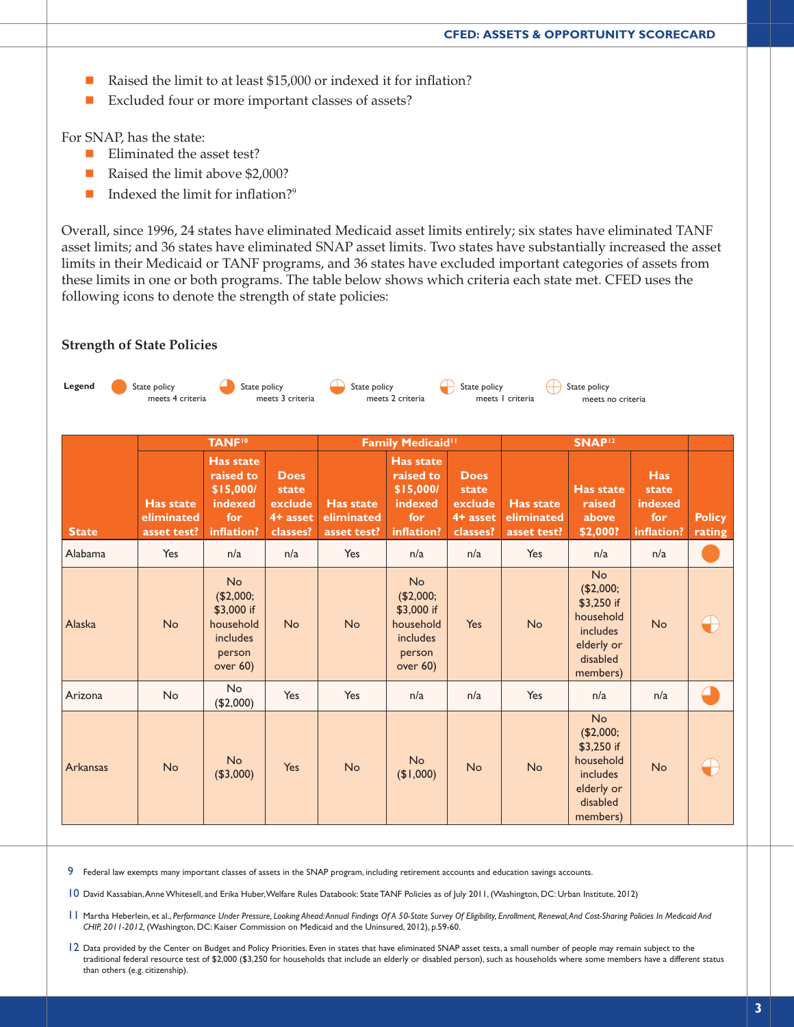- Raised the limit to at least $15,000 or indexed it for inflation?
- Excluded four or more important classes of assets?

For SNAP, has the state:

- Eliminated the asset test?
- Raised the limit above $2,000?
- Indexed the limit for inflation?[9]

Overall, since 1996, 24 states have eliminated Medicaid asset limits entirely; six states have eliminated TANF asset limits; and 36 states have eliminated SNAP asset limits. Two states have substantially increased the asset limits in their Medicaid or TANF programs, and 36 states have excluded important categories of assets from these limits in one or both programs. The table below shows which criteria each state met. CFED uses the following icons to denote the strength of state policies:

### Strength of State Policies

**Legend**
- State policy meets 4 criteria
- State policy meets 3 criteria
- State policy meets 2 criteria
- State policy meets 1 criteria
- State policy meets no criteria

| | TANF[10] | | | Family Medicaid[11] | | | SNAP[12] | | | |
|---|---|---|---|---|---|---|---|---|---|---|
| State | Has state eliminated asset test? | Has state raised to $15,000/ indexed for inflation? | Does state exclude 4+ asset classes? | Has state eliminated asset test? | Has state raised to $15,000/ indexed for inflation? | Does state exclude 4+ asset classes? | Has state eliminated asset test? | Has state raised above $2,000? | Has state indexed for inflation? | Policy rating |
| Alabama | Yes | n/a | n/a | Yes | n/a | n/a | Yes | n/a | n/a | meets 4 criteria |
| Alaska | No | No ($2,000; $3,000 if household includes person over 60) | No | No | No ($2,000; $3,000 if household includes person over 60) | Yes | No | No ($2,000; $3,250 if household includes elderly or disabled members) | No | meets 1 criteria |
| Arizona | No | No ($2,000) | Yes | Yes | n/a | n/a | Yes | n/a | n/a | meets 3 criteria |
| Arkansas | No | No ($3,000) | Yes | No | No ($1,000) | No | No | No ($2,000; $3,250 if household includes elderly or disabled members) | No | meets 1 criteria |

9 Federal law exempts many important classes of assets in the SNAP program, including retirement accounts and education savings accounts.

10 David Kassabian, Anne Whitesell, and Erika Huber, Welfare Rules Databook: State TANF Policies as of July 2011, (Washington, DC: Urban Institute, 2012)

11 Martha Heberlein, et al., *Performance Under Pressure, Looking Ahead: Annual Findings Of A 50-State Survey Of Eligibility, Enrollment, Renewal, And Cost-Sharing Policies In Medicaid And CHIP, 2011-2012*, (Washington, DC: Kaiser Commission on Medicaid and the Uninsured, 2012), p.59-60.

12 Data provided by the Center on Budget and Policy Priorities. Even in states that have eliminated SNAP asset tests, a small number of people may remain subject to the traditional federal resource test of $2,000 ($3,250 for households that include an elderly or disabled person), such as households where some members have a different status than others (e.g. citizenship).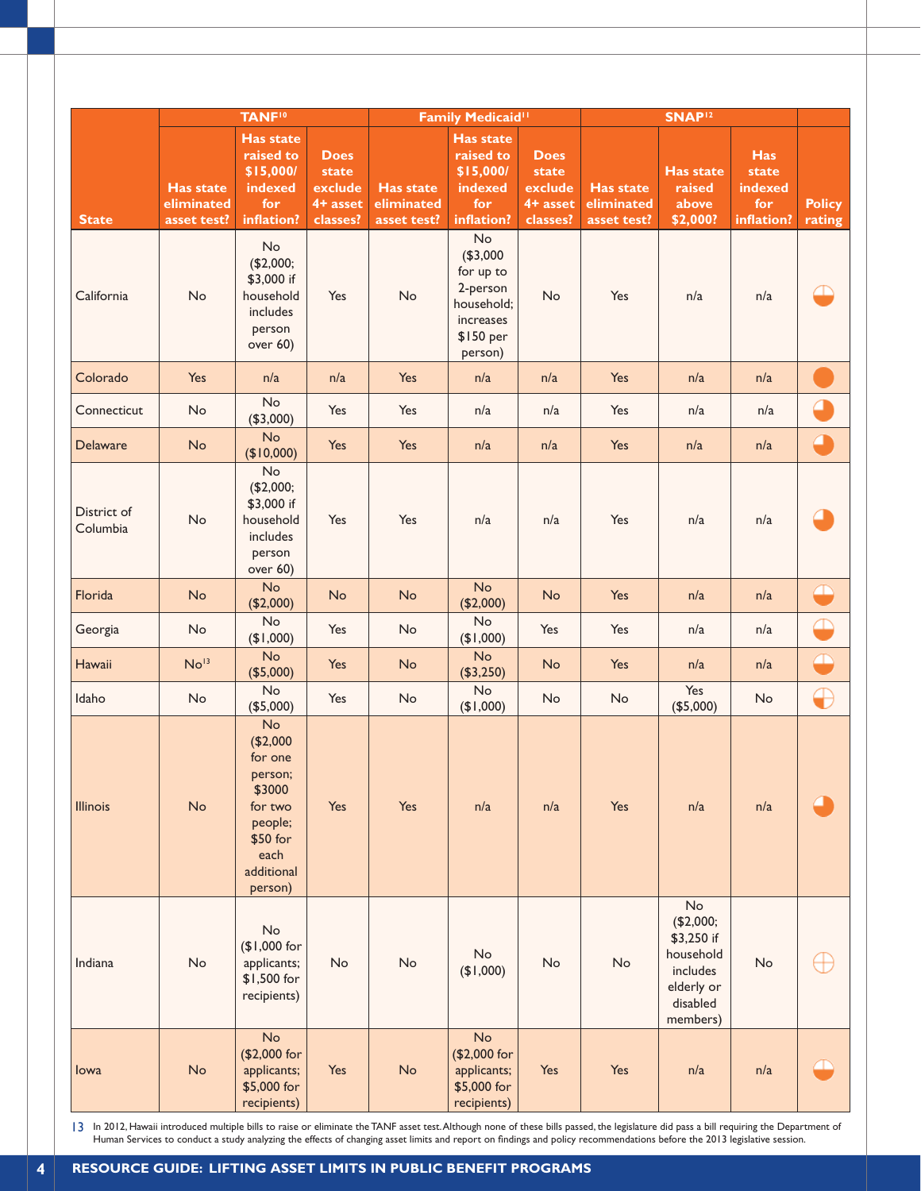| State | TANF[10] | | | Family Medicaid[11] | | | SNAP[12] | | | |
|---|---|---|---|---|---|---|---|---|---|---|
| | Has state eliminated asset test? | Has state raised to $15,000/ indexed for inflation? | Does state exclude 4+ asset classes? | Has state eliminated asset test? | Has state raised to $15,000/ indexed for inflation? | Does state exclude 4+ asset classes? | Has state eliminated asset test? | Has state raised above $2,000? | Has state indexed for inflation? | Policy rating |
| California | No | No ($2,000; $3,000 if household includes person over 60) | Yes | No | No ($3,000 for up to 2-person household; increases $150 per person) | No | Yes | n/a | n/a | |
| Colorado | Yes | n/a | n/a | Yes | n/a | n/a | Yes | n/a | n/a | |
| Connecticut | No | No ($3,000) | Yes | Yes | n/a | n/a | Yes | n/a | n/a | |
| Delaware | No | No ($10,000) | Yes | Yes | n/a | n/a | Yes | n/a | n/a | |
| District of Columbia | No | No ($2,000; $3,000 if household includes person over 60) | Yes | Yes | n/a | n/a | Yes | n/a | n/a | |
| Florida | No | No ($2,000) | No | No | No ($2,000) | No | Yes | n/a | n/a | |
| Georgia | No | No ($1,000) | Yes | No | No ($1,000) | Yes | Yes | n/a | n/a | |
| Hawaii | No[13] | No ($5,000) | Yes | No | No ($3,250) | No | Yes | n/a | n/a | |
| Idaho | No | No ($5,000) | Yes | No | No ($1,000) | No | No | Yes ($5,000) | No | |
| Illinois | No | No ($2,000 for one person; $3000 for two people; $50 for each additional person) | Yes | Yes | n/a | n/a | Yes | n/a | n/a | |
| Indiana | No | No ($1,000 for applicants; $1,500 for recipients) | No | No | No ($1,000) | No | No | No ($2,000; $3,250 if household includes elderly or disabled members) | No | |
| Iowa | No | No ($2,000 for applicants; $5,000 for recipients) | Yes | No | No ($2,000 for applicants; $5,000 for recipients) | Yes | Yes | n/a | n/a | |

13 In 2012, Hawaii introduced multiple bills to raise or eliminate the TANF asset test. Although none of these bills passed, the legislature did pass a bill requiring the Department of Human Services to conduct a study analyzing the effects of changing asset limits and report on findings and policy recommendations before the 2013 legislative session.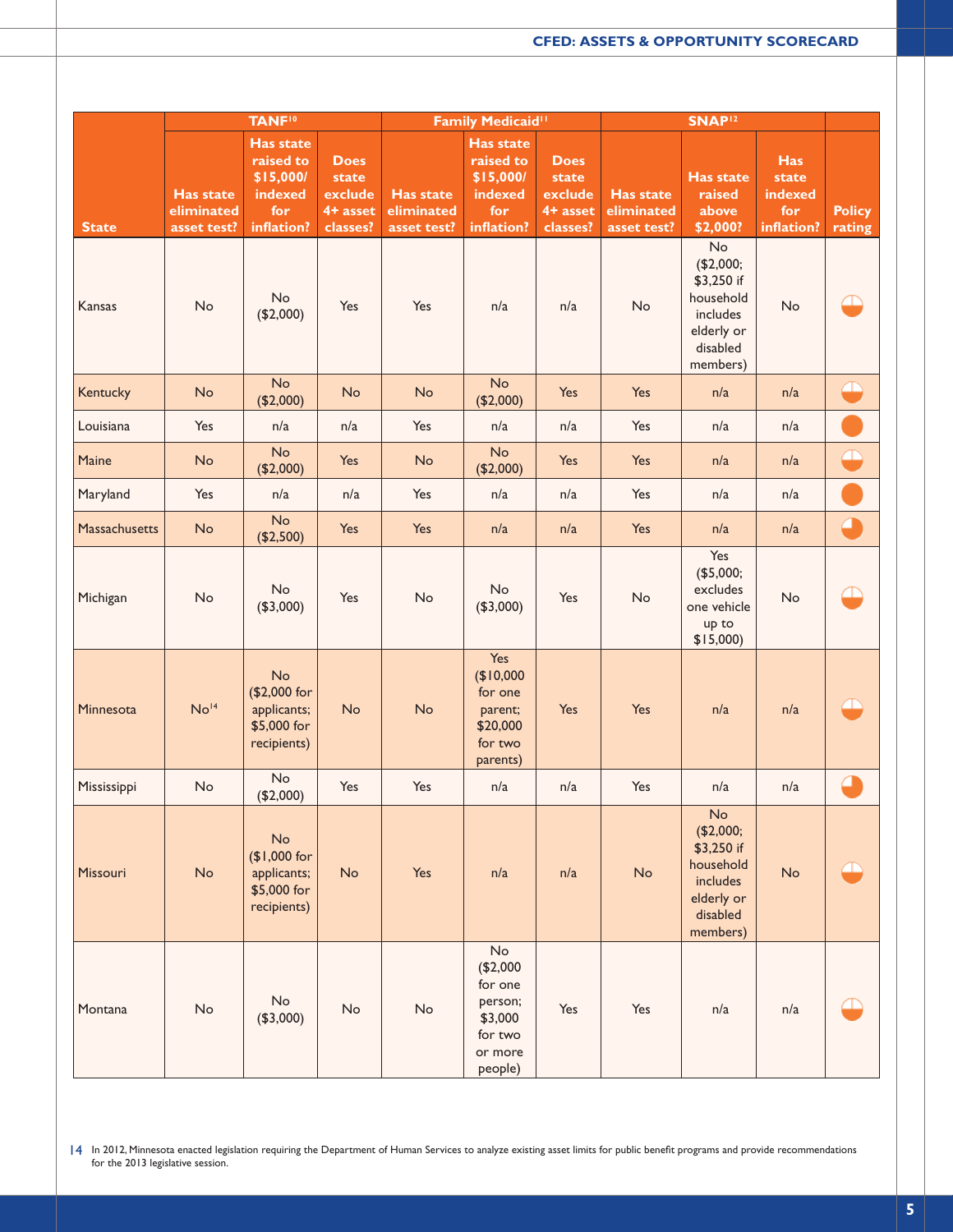| State | TANF[10] | | | Family Medicaid[11] | | | SNAP[12] | | | Policy rating |
|---|---|---|---|---|---|---|---|---|---|---|
| | Has state eliminated asset test? | Has state raised to $15,000/ indexed for inflation? | Does state exclude 4+ asset classes? | Has state eliminated asset test? | Has state raised to $15,000/ indexed for inflation? | Does state exclude 4+ asset classes? | Has state eliminated asset test? | Has state raised above $2,000? | Has state indexed for inflation? | |
| Kansas | No | No ($2,000) | Yes | Yes | n/a | n/a | No | No ($2,000; $3,250 if household includes elderly or disabled members) | No | |
| Kentucky | No | No ($2,000) | No | No | No ($2,000) | Yes | Yes | n/a | n/a | |
| Louisiana | Yes | n/a | n/a | Yes | n/a | n/a | Yes | n/a | n/a | |
| Maine | No | No ($2,000) | Yes | No | No ($2,000) | Yes | Yes | n/a | n/a | |
| Maryland | Yes | n/a | n/a | Yes | n/a | n/a | Yes | n/a | n/a | |
| Massachusetts | No | No ($2,500) | Yes | Yes | n/a | n/a | Yes | n/a | n/a | |
| Michigan | No | No ($3,000) | Yes | No | No ($3,000) | Yes | No | Yes ($5,000; excludes one vehicle up to $15,000) | No | |
| Minnesota | No[14] | No ($2,000 for applicants; $5,000 for recipients) | No | No | Yes ($10,000 for one parent; $20,000 for two parents) | Yes | Yes | n/a | n/a | |
| Mississippi | No | No ($2,000) | Yes | Yes | n/a | n/a | Yes | n/a | n/a | |
| Missouri | No | No ($1,000 for applicants; $5,000 for recipients) | No | Yes | n/a | n/a | No | No ($2,000; $3,250 if household includes elderly or disabled members) | No | |
| Montana | No | No ($3,000) | No | No | No ($2,000 for one person; $3,000 for two or more people) | Yes | Yes | n/a | n/a | |

14 In 2012, Minnesota enacted legislation requiring the Department of Human Services to analyze existing asset limits for public benefit programs and provide recommendations for the 2013 legislative session.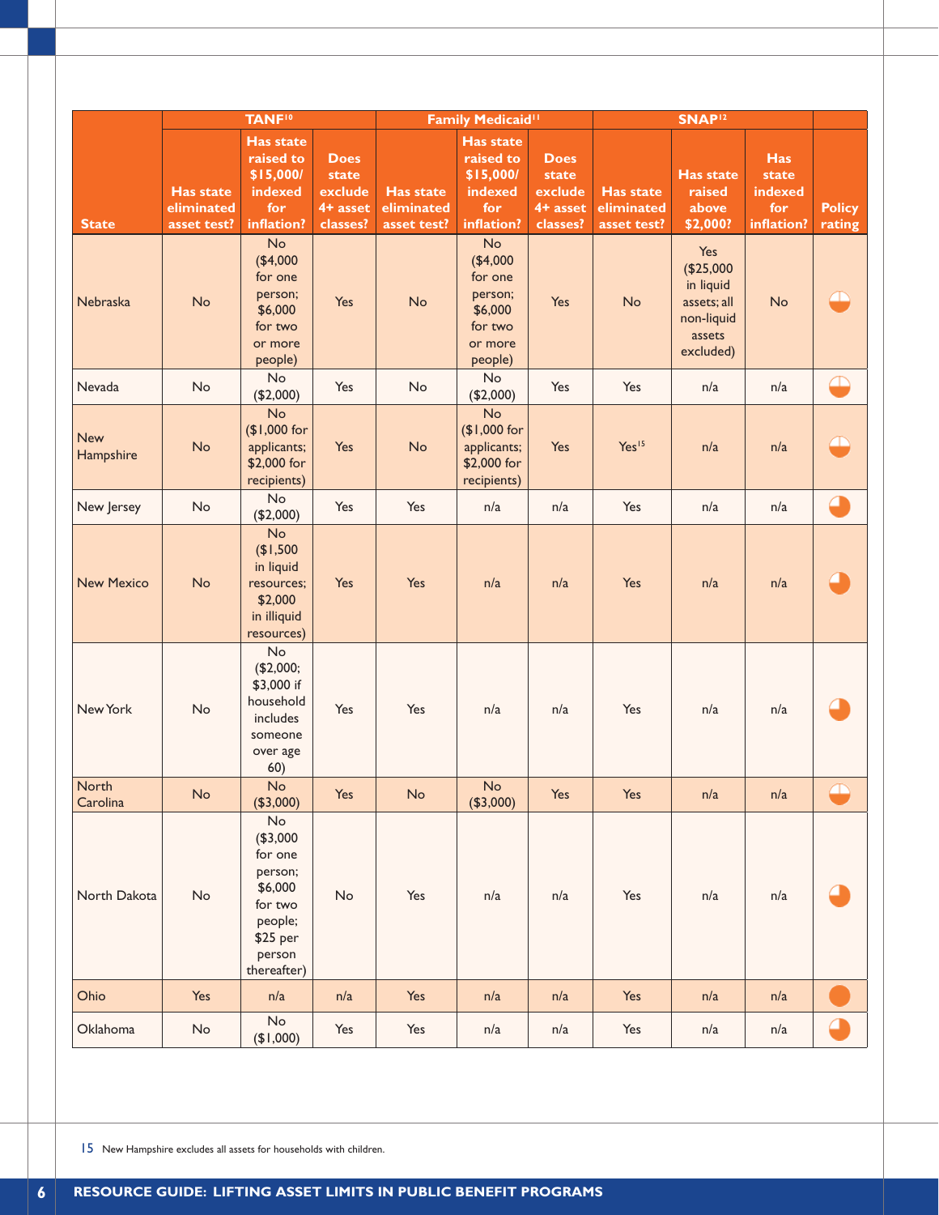| State | TANF[10] | | | Family Medicaid[11] | | | SNAP[12] | | | |
|---|---|---|---|---|---|---|---|---|---|---|
| | Has state eliminated asset test? | Has state raised to $15,000/ indexed for inflation? | Does state exclude 4+ asset classes? | Has state eliminated asset test? | Has state raised to $15,000/ indexed for inflation? | Does state exclude 4+ asset classes? | Has state eliminated asset test? | Has state raised above $2,000? | Has state indexed for inflation? | Policy rating |
| Nebraska | No | No ($4,000 for one person; $6,000 for two or more people) | Yes | No | No ($4,000 for one person; $6,000 for two or more people) | Yes | No | Yes ($25,000 in liquid assets; all non-liquid assets excluded) | No | |
| Nevada | No | No ($2,000) | Yes | No | No ($2,000) | Yes | Yes | n/a | n/a | |
| New Hampshire | No | No ($1,000 for applicants; $2,000 for recipients) | Yes | No | No ($1,000 for applicants; $2,000 for recipients) | Yes | Yes[15] | n/a | n/a | |
| New Jersey | No | No ($2,000) | Yes | Yes | n/a | n/a | Yes | n/a | n/a | |
| New Mexico | No | No ($1,500 in liquid resources; $2,000 in illiquid resources) | Yes | Yes | n/a | n/a | Yes | n/a | n/a | |
| New York | No | No ($2,000; $3,000 if household includes someone over age 60) | Yes | Yes | n/a | n/a | Yes | n/a | n/a | |
| North Carolina | No | No ($3,000) | Yes | No | No ($3,000) | Yes | Yes | n/a | n/a | |
| North Dakota | No | No ($3,000 for one person; $6,000 for two people; $25 per person thereafter) | No | Yes | n/a | n/a | Yes | n/a | n/a | |
| Ohio | Yes | n/a | n/a | Yes | n/a | n/a | Yes | n/a | n/a | |
| Oklahoma | No | No ($1,000) | Yes | Yes | n/a | n/a | Yes | n/a | n/a | |

15 New Hampshire excludes all assets for households with children.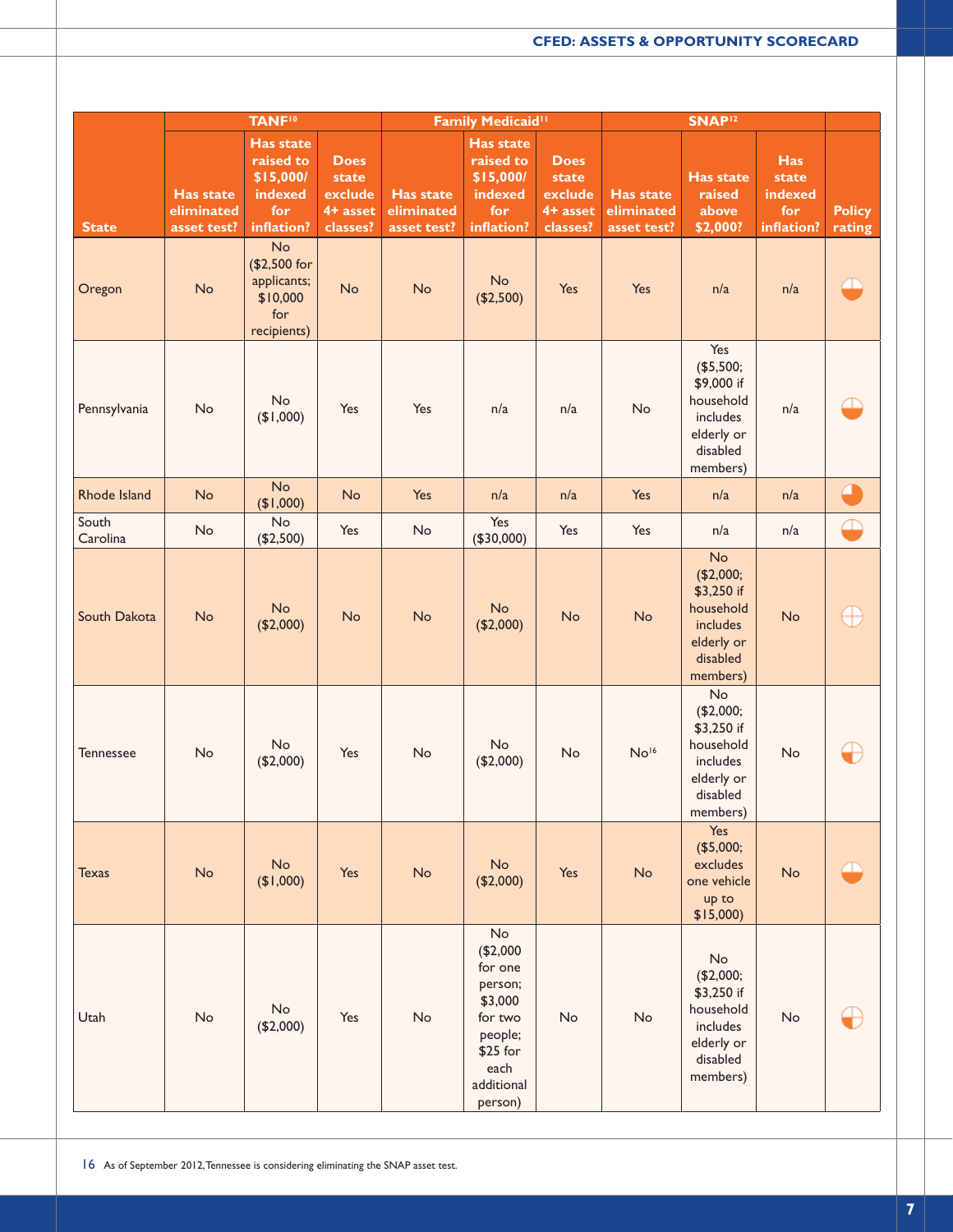| State | TANF[10] | | | Family Medicaid[11] | | | SNAP[12] | | | |
|---|---|---|---|---|---|---|---|---|---|---|
| | Has state eliminated asset test? | Has state raised to $15,000/ indexed for inflation? | Does state exclude 4+ asset classes? | Has state eliminated asset test? | Has state raised to $15,000/ indexed for inflation? | Does state exclude 4+ asset classes? | Has state eliminated asset test? | Has state raised above $2,000? | Has state indexed for inflation? | Policy rating |
| Oregon | No | No ($2,500 for applicants; $10,000 for recipients) | No | No | No ($2,500) | Yes | Yes | n/a | n/a | |
| Pennsylvania | No | No ($1,000) | Yes | Yes | n/a | n/a | No | Yes ($5,500; $9,000 if household includes elderly or disabled members) | n/a | |
| Rhode Island | No | No ($1,000) | No | Yes | n/a | n/a | Yes | n/a | n/a | |
| South Carolina | No | No ($2,500) | Yes | No | Yes ($30,000) | Yes | Yes | n/a | n/a | |
| South Dakota | No | No ($2,000) | No | No | No ($2,000) | No | No | No ($2,000; $3,250 if household includes elderly or disabled members) | No | |
| Tennessee | No | No ($2,000) | Yes | No | No ($2,000) | No | No[16] | No ($2,000; $3,250 if household includes elderly or disabled members) | No | |
| Texas | No | No ($1,000) | Yes | No | No ($2,000) | Yes | No | Yes ($5,000; excludes one vehicle up to $15,000) | No | |
| Utah | No | No ($2,000) | Yes | No | No ($2,000 for one person; $3,000 for two people; $25 for each additional person) | No | No | No ($2,000; $3,250 if household includes elderly or disabled members) | No | |

16 As of September 2012, Tennessee is considering eliminating the SNAP asset test.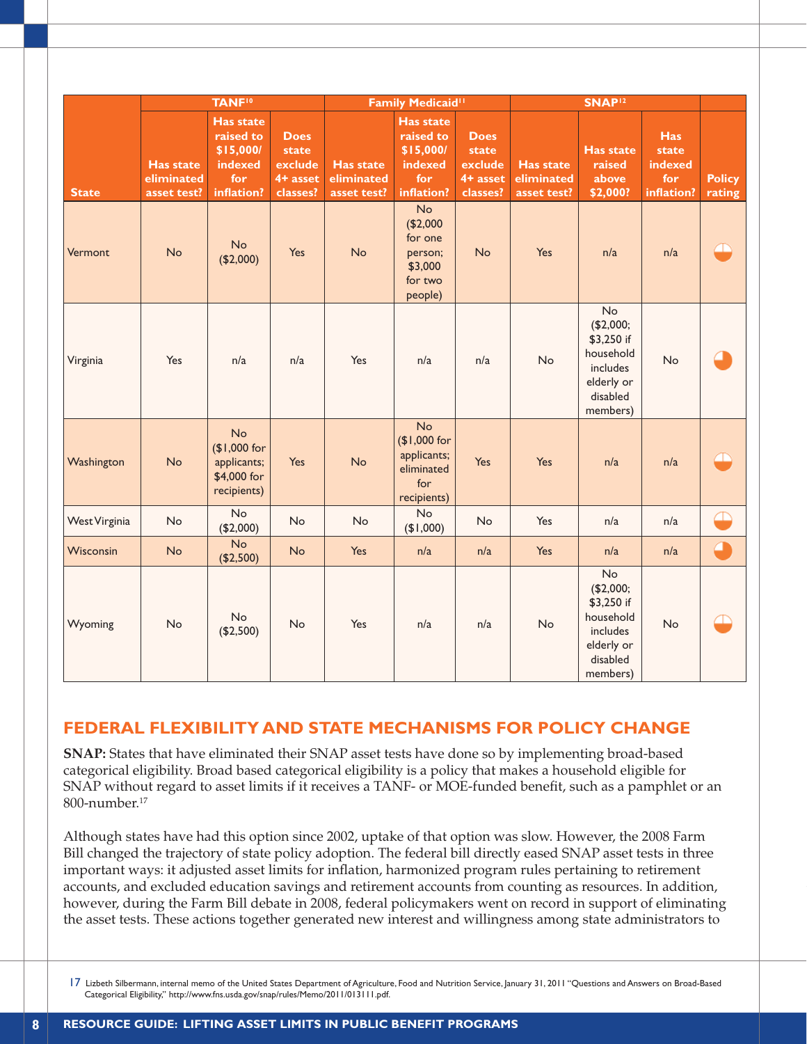| State | TANF[10] | | | Family Medicaid[11] | | | SNAP[12] | | | |
|---|---|---|---|---|---|---|---|---|---|---|
| | Has state eliminated asset test? | Has state raised to $15,000/ indexed for inflation? | Does state exclude 4+ asset classes? | Has state eliminated asset test? | Has state raised to $15,000/ indexed for inflation? | Does state exclude 4+ asset classes? | Has state eliminated asset test? | Has state raised above $2,000? | Has state indexed for inflation? | Policy rating |
| Vermont | No | No ($2,000) | Yes | No | No ($2,000 for one person; $3,000 for two people) | No | Yes | n/a | n/a | |
| Virginia | Yes | n/a | n/a | Yes | n/a | n/a | No | No ($2,000; $3,250 if household includes elderly or disabled members) | No | |
| Washington | No | No ($1,000 for applicants; $4,000 for recipients) | Yes | No | No ($1,000 for applicants; eliminated for recipients) | Yes | Yes | n/a | n/a | |
| West Virginia | No | No ($2,000) | No | No | No ($1,000) | No | Yes | n/a | n/a | |
| Wisconsin | No | No ($2,500) | No | Yes | n/a | n/a | Yes | n/a | n/a | |
| Wyoming | No | No ($2,500) | No | Yes | n/a | n/a | No | No ($2,000; $3,250 if household includes elderly or disabled members) | No | |

## FEDERAL FLEXIBILITY AND STATE MECHANISMS FOR POLICY CHANGE

**SNAP:** States that have eliminated their SNAP asset tests have done so by implementing broad-based categorical eligibility. Broad based categorical eligibility is a policy that makes a household eligible for SNAP without regard to asset limits if it receives a TANF- or MOE-funded benefit, such as a pamphlet or an 800-number.[17]

Although states have had this option since 2002, uptake of that option was slow. However, the 2008 Farm Bill changed the trajectory of state policy adoption. The federal bill directly eased SNAP asset tests in three important ways: it adjusted asset limits for inflation, harmonized program rules pertaining to retirement accounts, and excluded education savings and retirement accounts from counting as resources. In addition, however, during the Farm Bill debate in 2008, federal policymakers went on record in support of eliminating the asset tests. These actions together generated new interest and willingness among state administrators to

[17] Lizbeth Silbermann, internal memo of the United States Department of Agriculture, Food and Nutrition Service, January 31, 2011 "Questions and Answers on Broad-Based Categorical Eligibility," http://www.fns.usda.gov/snap/rules/Memo/2011/013111.pdf.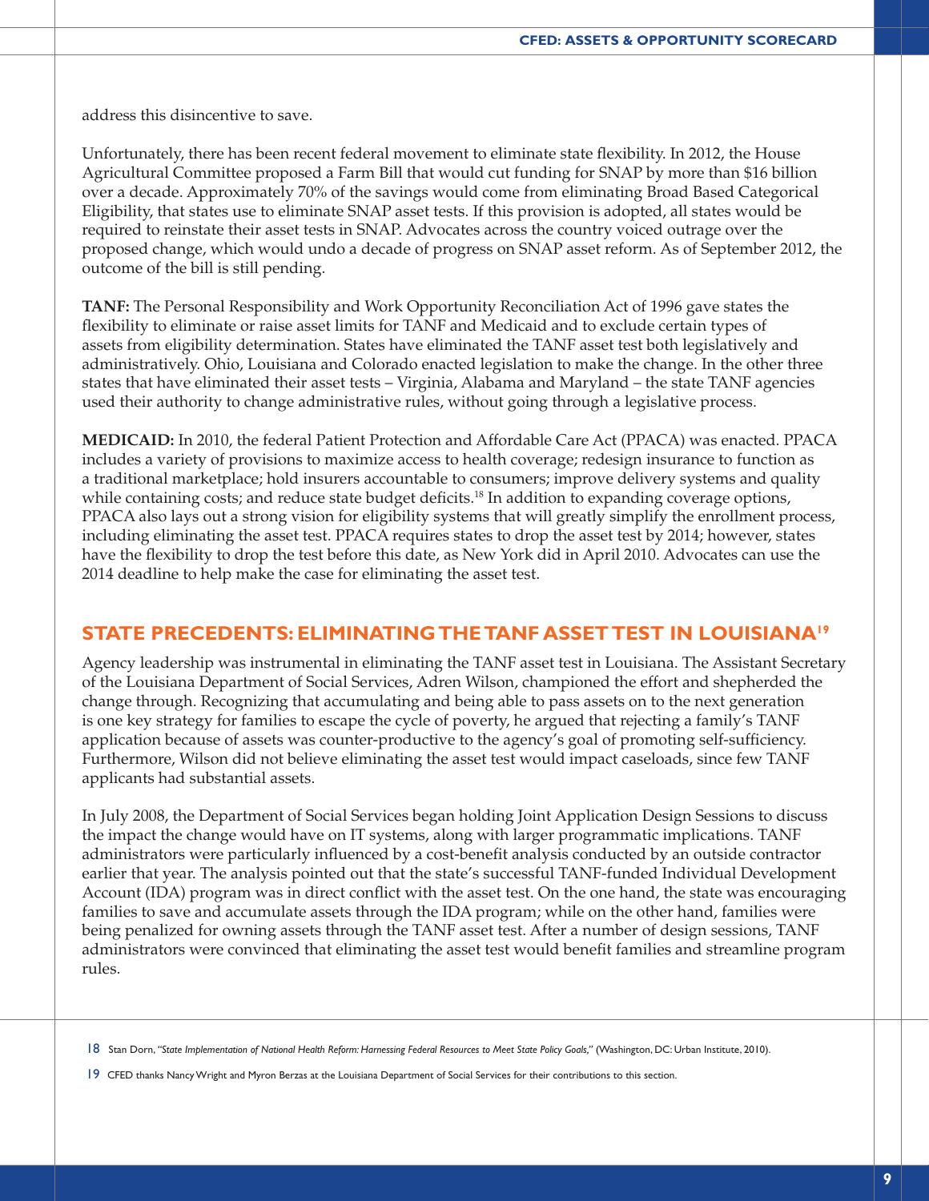address this disincentive to save.

Unfortunately, there has been recent federal movement to eliminate state flexibility. In 2012, the House Agricultural Committee proposed a Farm Bill that would cut funding for SNAP by more than $16 billion over a decade. Approximately 70% of the savings would come from eliminating Broad Based Categorical Eligibility, that states use to eliminate SNAP asset tests. If this provision is adopted, all states would be required to reinstate their asset tests in SNAP. Advocates across the country voiced outrage over the proposed change, which would undo a decade of progress on SNAP asset reform. As of September 2012, the outcome of the bill is still pending.

**TANF:** The Personal Responsibility and Work Opportunity Reconciliation Act of 1996 gave states the flexibility to eliminate or raise asset limits for TANF and Medicaid and to exclude certain types of assets from eligibility determination. States have eliminated the TANF asset test both legislatively and administratively. Ohio, Louisiana and Colorado enacted legislation to make the change. In the other three states that have eliminated their asset tests – Virginia, Alabama and Maryland – the state TANF agencies used their authority to change administrative rules, without going through a legislative process.

**MEDICAID:** In 2010, the federal Patient Protection and Affordable Care Act (PPACA) was enacted. PPACA includes a variety of provisions to maximize access to health coverage; redesign insurance to function as a traditional marketplace; hold insurers accountable to consumers; improve delivery systems and quality while containing costs; and reduce state budget deficits.[18] In addition to expanding coverage options, PPACA also lays out a strong vision for eligibility systems that will greatly simplify the enrollment process, including eliminating the asset test. PPACA requires states to drop the asset test by 2014; however, states have the flexibility to drop the test before this date, as New York did in April 2010. Advocates can use the 2014 deadline to help make the case for eliminating the asset test.

## STATE PRECEDENTS: ELIMINATING THE TANF ASSET TEST IN LOUISIANA[19]

Agency leadership was instrumental in eliminating the TANF asset test in Louisiana. The Assistant Secretary of the Louisiana Department of Social Services, Adren Wilson, championed the effort and shepherded the change through. Recognizing that accumulating and being able to pass assets on to the next generation is one key strategy for families to escape the cycle of poverty, he argued that rejecting a family's TANF application because of assets was counter-productive to the agency's goal of promoting self-sufficiency. Furthermore, Wilson did not believe eliminating the asset test would impact caseloads, since few TANF applicants had substantial assets.

In July 2008, the Department of Social Services began holding Joint Application Design Sessions to discuss the impact the change would have on IT systems, along with larger programmatic implications. TANF administrators were particularly influenced by a cost-benefit analysis conducted by an outside contractor earlier that year. The analysis pointed out that the state's successful TANF-funded Individual Development Account (IDA) program was in direct conflict with the asset test. On the one hand, the state was encouraging families to save and accumulate assets through the IDA program; while on the other hand, families were being penalized for owning assets through the TANF asset test. After a number of design sessions, TANF administrators were convinced that eliminating the asset test would benefit families and streamline program rules.

---

18 Stan Dorn, *"State Implementation of National Health Reform: Harnessing Federal Resources to Meet State Policy Goals,"* (Washington, DC: Urban Institute, 2010).

19 CFED thanks Nancy Wright and Myron Berzas at the Louisiana Department of Social Services for their contributions to this section.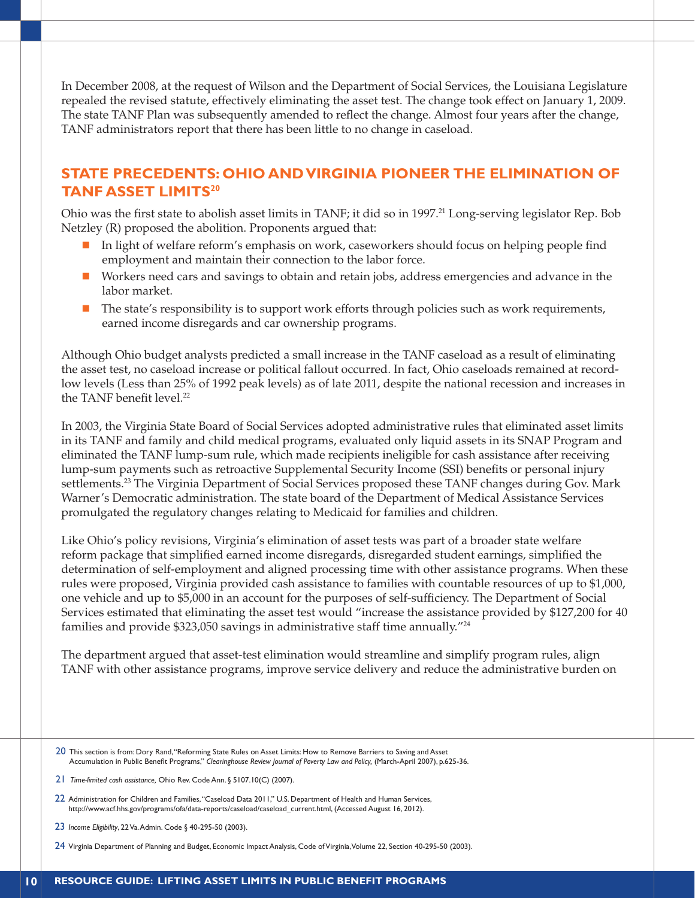In December 2008, at the request of Wilson and the Department of Social Services, the Louisiana Legislature repealed the revised statute, effectively eliminating the asset test. The change took effect on January 1, 2009. The state TANF Plan was subsequently amended to reflect the change. Almost four years after the change, TANF administrators report that there has been little to no change in caseload.

## STATE PRECEDENTS: OHIO AND VIRGINIA PIONEER THE ELIMINATION OF TANF ASSET LIMITS[20]

Ohio was the first state to abolish asset limits in TANF; it did so in 1997.[21] Long-serving legislator Rep. Bob Netzley (R) proposed the abolition. Proponents argued that:

- In light of welfare reform's emphasis on work, caseworkers should focus on helping people find employment and maintain their connection to the labor force.
- Workers need cars and savings to obtain and retain jobs, address emergencies and advance in the labor market.
- The state's responsibility is to support work efforts through policies such as work requirements, earned income disregards and car ownership programs.

Although Ohio budget analysts predicted a small increase in the TANF caseload as a result of eliminating the asset test, no caseload increase or political fallout occurred. In fact, Ohio caseloads remained at record-low levels (Less than 25% of 1992 peak levels) as of late 2011, despite the national recession and increases in the TANF benefit level.[22]

In 2003, the Virginia State Board of Social Services adopted administrative rules that eliminated asset limits in its TANF and family and child medical programs, evaluated only liquid assets in its SNAP Program and eliminated the TANF lump-sum rule, which made recipients ineligible for cash assistance after receiving lump-sum payments such as retroactive Supplemental Security Income (SSI) benefits or personal injury settlements.[23] The Virginia Department of Social Services proposed these TANF changes during Gov. Mark Warner's Democratic administration. The state board of the Department of Medical Assistance Services promulgated the regulatory changes relating to Medicaid for families and children.

Like Ohio's policy revisions, Virginia's elimination of asset tests was part of a broader state welfare reform package that simplified earned income disregards, disregarded student earnings, simplified the determination of self-employment and aligned processing time with other assistance programs. When these rules were proposed, Virginia provided cash assistance to families with countable resources of up to $1,000, one vehicle and up to $5,000 in an account for the purposes of self-sufficiency. The Department of Social Services estimated that eliminating the asset test would "increase the assistance provided by $127,200 for 40 families and provide $323,050 savings in administrative staff time annually."[24]

The department argued that asset-test elimination would streamline and simplify program rules, align TANF with other assistance programs, improve service delivery and reduce the administrative burden on

---

20 This section is from: Dory Rand, "Reforming State Rules on Asset Limits: How to Remove Barriers to Saving and Asset Accumulation in Public Benefit Programs," *Clearinghouse Review Journal of Poverty Law and Policy*, (March-April 2007), p.625-36.

21 *Time-limited cash assistance*, Ohio Rev. Code Ann. § 5107.10(C) (2007).

22 Administration for Children and Families, "Caseload Data 2011," U.S. Department of Health and Human Services, http://www.acf.hhs.gov/programs/ofa/data-reports/caseload/caseload_current.html, (Accessed August 16, 2012).

23 *Income Eligibility*, 22 Va. Admin. Code § 40-295-50 (2003).

24 Virginia Department of Planning and Budget, Economic Impact Analysis, Code of Virginia, Volume 22, Section 40-295-50 (2003).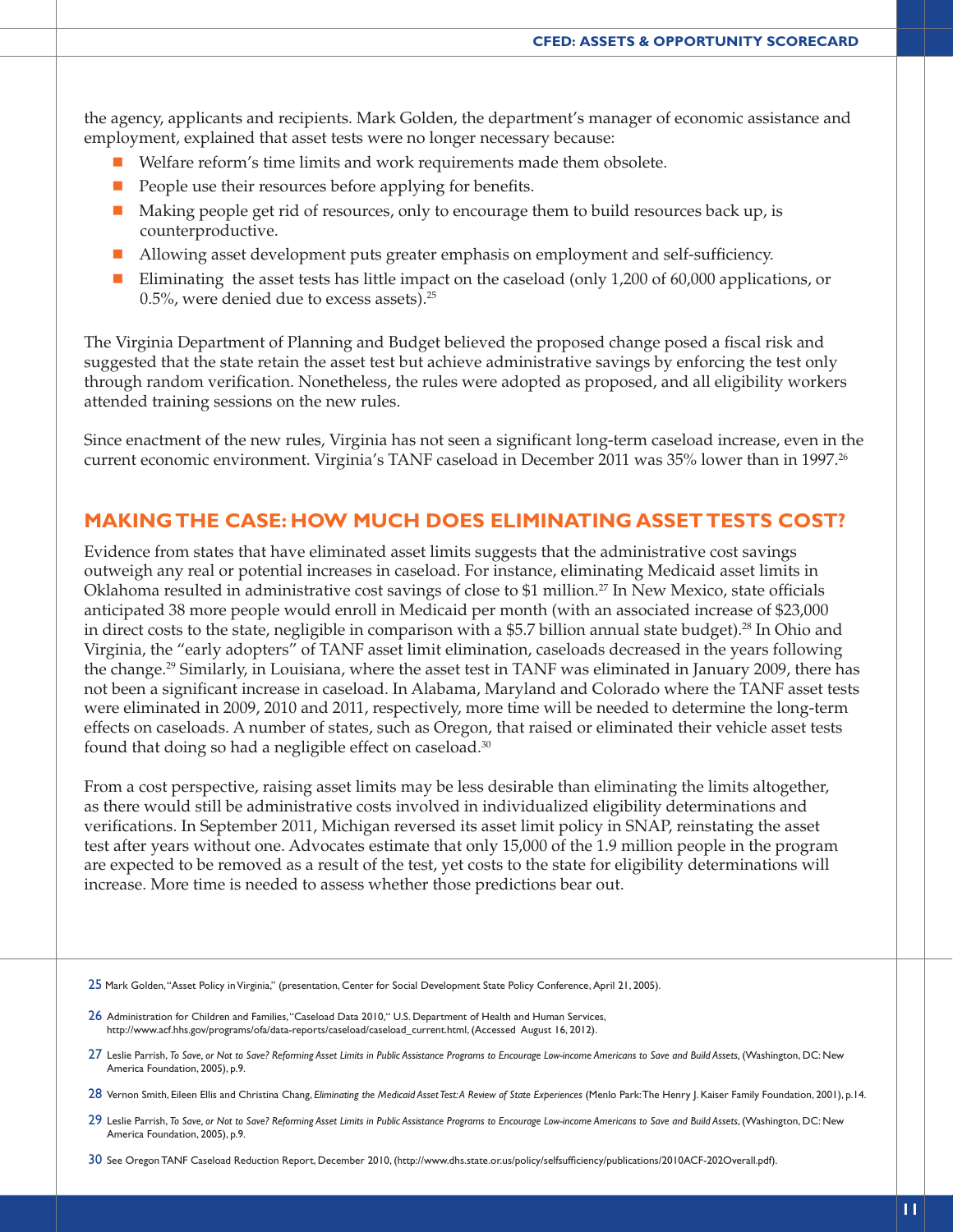the agency, applicants and recipients. Mark Golden, the department's manager of economic assistance and employment, explained that asset tests were no longer necessary because:

- Welfare reform's time limits and work requirements made them obsolete.
- People use their resources before applying for benefits.
- Making people get rid of resources, only to encourage them to build resources back up, is counterproductive.
- Allowing asset development puts greater emphasis on employment and self-sufficiency.
- Eliminating the asset tests has little impact on the caseload (only 1,200 of 60,000 applications, or 0.5%, were denied due to excess assets).[25]

The Virginia Department of Planning and Budget believed the proposed change posed a fiscal risk and suggested that the state retain the asset test but achieve administrative savings by enforcing the test only through random verification. Nonetheless, the rules were adopted as proposed, and all eligibility workers attended training sessions on the new rules.

Since enactment of the new rules, Virginia has not seen a significant long-term caseload increase, even in the current economic environment. Virginia's TANF caseload in December 2011 was 35% lower than in 1997.[26]

## MAKING THE CASE: HOW MUCH DOES ELIMINATING ASSET TESTS COST?

Evidence from states that have eliminated asset limits suggests that the administrative cost savings outweigh any real or potential increases in caseload. For instance, eliminating Medicaid asset limits in Oklahoma resulted in administrative cost savings of close to $1 million.[27] In New Mexico, state officials anticipated 38 more people would enroll in Medicaid per month (with an associated increase of $23,000 in direct costs to the state, negligible in comparison with a $5.7 billion annual state budget).[28] In Ohio and Virginia, the "early adopters" of TANF asset limit elimination, caseloads decreased in the years following the change.[29] Similarly, in Louisiana, where the asset test in TANF was eliminated in January 2009, there has not been a significant increase in caseload. In Alabama, Maryland and Colorado where the TANF asset tests were eliminated in 2009, 2010 and 2011, respectively, more time will be needed to determine the long-term effects on caseloads. A number of states, such as Oregon, that raised or eliminated their vehicle asset tests found that doing so had a negligible effect on caseload.[30]

From a cost perspective, raising asset limits may be less desirable than eliminating the limits altogether, as there would still be administrative costs involved in individualized eligibility determinations and verifications. In September 2011, Michigan reversed its asset limit policy in SNAP, reinstating the asset test after years without one. Advocates estimate that only 15,000 of the 1.9 million people in the program are expected to be removed as a result of the test, yet costs to the state for eligibility determinations will increase. More time is needed to assess whether those predictions bear out.

---

25 Mark Golden, "Asset Policy in Virginia," (presentation, Center for Social Development State Policy Conference, April 21, 2005).

26 Administration for Children and Families, "Caseload Data 2010," U.S. Department of Health and Human Services, http://www.acf.hhs.gov/programs/ofa/data-reports/caseload/caseload_current.html, (Accessed August 16, 2012).

27 Leslie Parrish, *To Save, or Not to Save? Reforming Asset Limits in Public Assistance Programs to Encourage Low-income Americans to Save and Build Assets*, (Washington, DC: New America Foundation, 2005), p.9.

28 Vernon Smith, Eileen Ellis and Christina Chang, *Eliminating the Medicaid Asset Test: A Review of State Experiences* (Menlo Park: The Henry J. Kaiser Family Foundation, 2001), p.14.

29 Leslie Parrish, *To Save, or Not to Save? Reforming Asset Limits in Public Assistance Programs to Encourage Low-income Americans to Save and Build Assets*, (Washington, DC: New America Foundation, 2005), p.9.

30 See Oregon TANF Caseload Reduction Report, December 2010, (http://www.dhs.state.or.us/policy/selfsufficiency/publications/2010ACF-202Overall.pdf).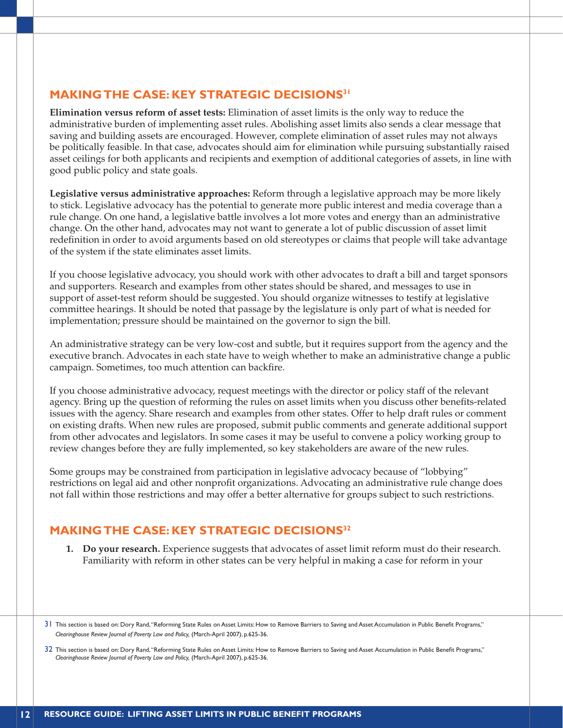## MAKING THE CASE: KEY STRATEGIC DECISIONS[31]

**Elimination versus reform of asset tests:** Elimination of asset limits is the only way to reduce the administrative burden of implementing asset rules. Abolishing asset limits also sends a clear message that saving and building assets are encouraged. However, complete elimination of asset rules may not always be politically feasible. In that case, advocates should aim for elimination while pursuing substantially raised asset ceilings for both applicants and recipients and exemption of additional categories of assets, in line with good public policy and state goals.

**Legislative versus administrative approaches:** Reform through a legislative approach may be more likely to stick. Legislative advocacy has the potential to generate more public interest and media coverage than a rule change. On one hand, a legislative battle involves a lot more votes and energy than an administrative change. On the other hand, advocates may not want to generate a lot of public discussion of asset limit redefinition in order to avoid arguments based on old stereotypes or claims that people will take advantage of the system if the state eliminates asset limits.

If you choose legislative advocacy, you should work with other advocates to draft a bill and target sponsors and supporters. Research and examples from other states should be shared, and messages to use in support of asset-test reform should be suggested. You should organize witnesses to testify at legislative committee hearings. It should be noted that passage by the legislature is only part of what is needed for implementation; pressure should be maintained on the governor to sign the bill.

An administrative strategy can be very low-cost and subtle, but it requires support from the agency and the executive branch. Advocates in each state have to weigh whether to make an administrative change a public campaign. Sometimes, too much attention can backfire.

If you choose administrative advocacy, request meetings with the director or policy staff of the relevant agency. Bring up the question of reforming the rules on asset limits when you discuss other benefits-related issues with the agency. Share research and examples from other states. Offer to help draft rules or comment on existing drafts. When new rules are proposed, submit public comments and generate additional support from other advocates and legislators. In some cases it may be useful to convene a policy working group to review changes before they are fully implemented, so key stakeholders are aware of the new rules.

Some groups may be constrained from participation in legislative advocacy because of "lobbying" restrictions on legal aid and other nonprofit organizations. Advocating an administrative rule change does not fall within those restrictions and may offer a better alternative for groups subject to such restrictions.

## MAKING THE CASE: KEY STRATEGIC DECISIONS[32]

1. **Do your research.** Experience suggests that advocates of asset limit reform must do their research. Familiarity with reform in other states can be very helpful in making a case for reform in your

---

31 This section is based on: Dory Rand, "Reforming State Rules on Asset Limits: How to Remove Barriers to Saving and Asset Accumulation in Public Benefit Programs," *Clearinghouse Review Journal of Poverty Law and Policy,* (March-April 2007), p.625-36.

32 This section is based on: Dory Rand, "Reforming State Rules on Asset Limits: How to Remove Barriers to Saving and Asset Accumulation in Public Benefit Programs," *Clearinghouse Review Journal of Poverty Law and Policy,* (March-April 2007), p.625-36.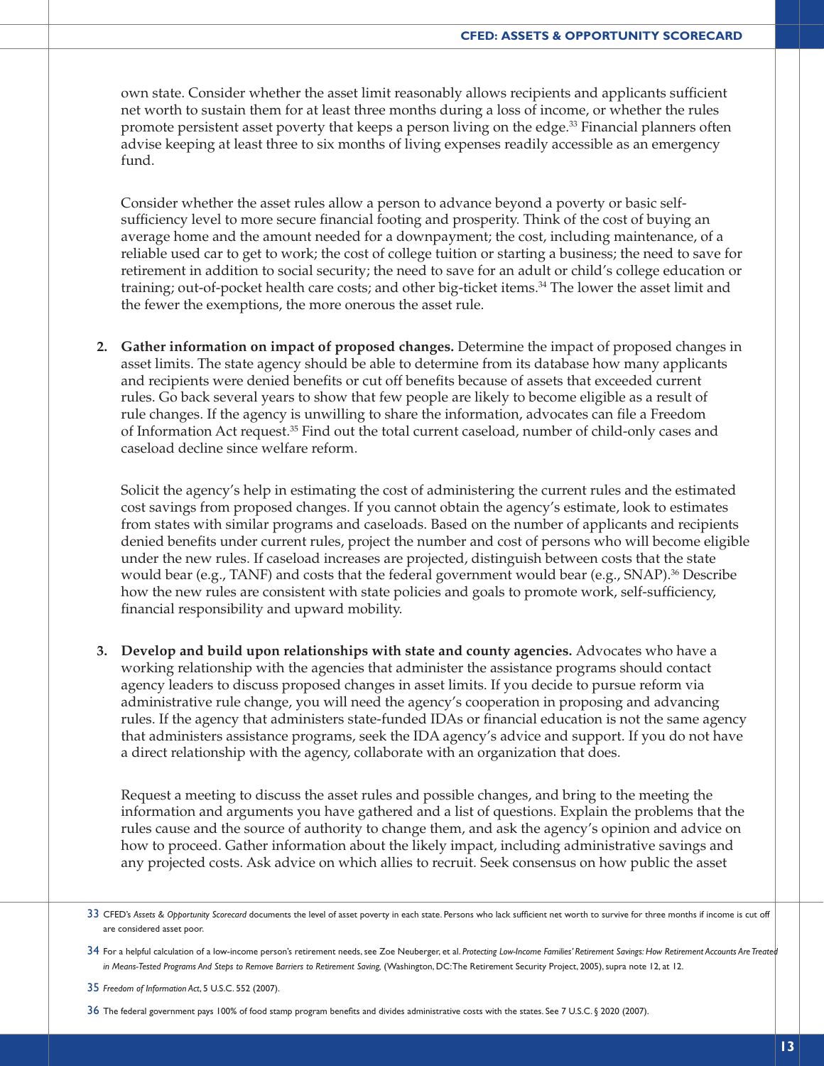own state. Consider whether the asset limit reasonably allows recipients and applicants sufficient net worth to sustain them for at least three months during a loss of income, or whether the rules promote persistent asset poverty that keeps a person living on the edge.[33] Financial planners often advise keeping at least three to six months of living expenses readily accessible as an emergency fund.

Consider whether the asset rules allow a person to advance beyond a poverty or basic self-sufficiency level to more secure financial footing and prosperity. Think of the cost of buying an average home and the amount needed for a downpayment; the cost, including maintenance, of a reliable used car to get to work; the cost of college tuition or starting a business; the need to save for retirement in addition to social security; the need to save for an adult or child's college education or training; out-of-pocket health care costs; and other big-ticket items.[34] The lower the asset limit and the fewer the exemptions, the more onerous the asset rule.

2. **Gather information on impact of proposed changes.** Determine the impact of proposed changes in asset limits. The state agency should be able to determine from its database how many applicants and recipients were denied benefits or cut off benefits because of assets that exceeded current rules. Go back several years to show that few people are likely to become eligible as a result of rule changes. If the agency is unwilling to share the information, advocates can file a Freedom of Information Act request.[35] Find out the total current caseload, number of child-only cases and caseload decline since welfare reform.

   Solicit the agency's help in estimating the cost of administering the current rules and the estimated cost savings from proposed changes. If you cannot obtain the agency's estimate, look to estimates from states with similar programs and caseloads. Based on the number of applicants and recipients denied benefits under current rules, project the number and cost of persons who will become eligible under the new rules. If caseload increases are projected, distinguish between costs that the state would bear (e.g., TANF) and costs that the federal government would bear (e.g., SNAP).[36] Describe how the new rules are consistent with state policies and goals to promote work, self-sufficiency, financial responsibility and upward mobility.

3. **Develop and build upon relationships with state and county agencies.** Advocates who have a working relationship with the agencies that administer the assistance programs should contact agency leaders to discuss proposed changes in asset limits. If you decide to pursue reform via administrative rule change, you will need the agency's cooperation in proposing and advancing rules. If the agency that administers state-funded IDAs or financial education is not the same agency that administers assistance programs, seek the IDA agency's advice and support. If you do not have a direct relationship with the agency, collaborate with an organization that does.

   Request a meeting to discuss the asset rules and possible changes, and bring to the meeting the information and arguments you have gathered and a list of questions. Explain the problems that the rules cause and the source of authority to change them, and ask the agency's opinion and advice on how to proceed. Gather information about the likely impact, including administrative savings and any projected costs. Ask advice on which allies to recruit. Seek consensus on how public the asset

---

33 CFED's *Assets & Opportunity Scorecard* documents the level of asset poverty in each state. Persons who lack sufficient net worth to survive for three months if income is cut off are considered asset poor.

34 For a helpful calculation of a low-income person's retirement needs, see Zoe Neuberger, et al. *Protecting Low-Income Families' Retirement Savings: How Retirement Accounts Are Treated in Means-Tested Programs And Steps to Remove Barriers to Retirement Saving,* (Washington, DC: The Retirement Security Project, 2005), supra note 12, at 12.

35 *Freedom of Information Act*, 5 U.S.C. 552 (2007).

36 The federal government pays 100% of food stamp program benefits and divides administrative costs with the states. See 7 U.S.C. § 2020 (2007).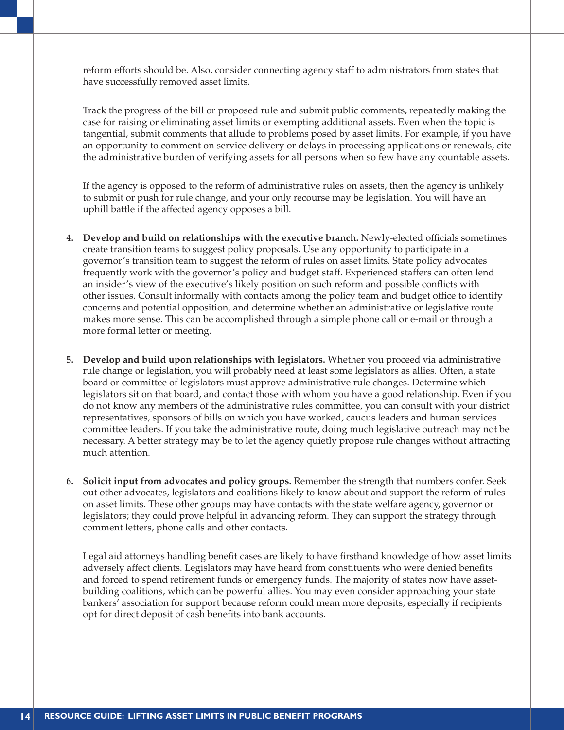reform efforts should be. Also, consider connecting agency staff to administrators from states that have successfully removed asset limits.

Track the progress of the bill or proposed rule and submit public comments, repeatedly making the case for raising or eliminating asset limits or exempting additional assets. Even when the topic is tangential, submit comments that allude to problems posed by asset limits. For example, if you have an opportunity to comment on service delivery or delays in processing applications or renewals, cite the administrative burden of verifying assets for all persons when so few have any countable assets.

If the agency is opposed to the reform of administrative rules on assets, then the agency is unlikely to submit or push for rule change, and your only recourse may be legislation. You will have an uphill battle if the affected agency opposes a bill.

4. **Develop and build on relationships with the executive branch.** Newly-elected officials sometimes create transition teams to suggest policy proposals. Use any opportunity to participate in a governor's transition team to suggest the reform of rules on asset limits. State policy advocates frequently work with the governor's policy and budget staff. Experienced staffers can often lend an insider's view of the executive's likely position on such reform and possible conflicts with other issues. Consult informally with contacts among the policy team and budget office to identify concerns and potential opposition, and determine whether an administrative or legislative route makes more sense. This can be accomplished through a simple phone call or e-mail or through a more formal letter or meeting.

5. **Develop and build upon relationships with legislators.** Whether you proceed via administrative rule change or legislation, you will probably need at least some legislators as allies. Often, a state board or committee of legislators must approve administrative rule changes. Determine which legislators sit on that board, and contact those with whom you have a good relationship. Even if you do not know any members of the administrative rules committee, you can consult with your district representatives, sponsors of bills on which you have worked, caucus leaders and human services committee leaders. If you take the administrative route, doing much legislative outreach may not be necessary. A better strategy may be to let the agency quietly propose rule changes without attracting much attention.

6. **Solicit input from advocates and policy groups.** Remember the strength that numbers confer. Seek out other advocates, legislators and coalitions likely to know about and support the reform of rules on asset limits. These other groups may have contacts with the state welfare agency, governor or legislators; they could prove helpful in advancing reform. They can support the strategy through comment letters, phone calls and other contacts.

   Legal aid attorneys handling benefit cases are likely to have firsthand knowledge of how asset limits adversely affect clients. Legislators may have heard from constituents who were denied benefits and forced to spend retirement funds or emergency funds. The majority of states now have asset-building coalitions, which can be powerful allies. You may even consider approaching your state bankers' association for support because reform could mean more deposits, especially if recipients opt for direct deposit of cash benefits into bank accounts.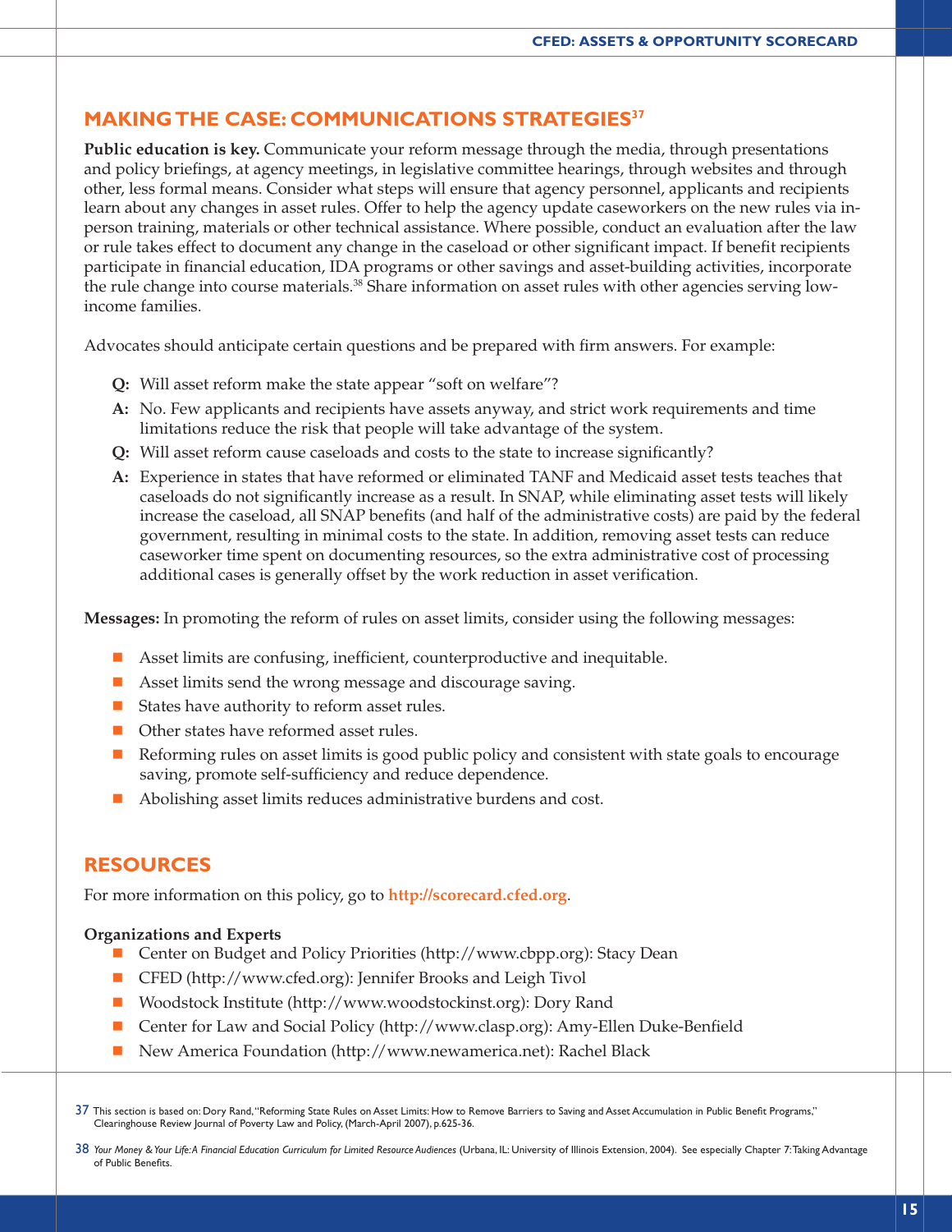## MAKING THE CASE: COMMUNICATIONS STRATEGIES[37]

**Public education is key.** Communicate your reform message through the media, through presentations and policy briefings, at agency meetings, in legislative committee hearings, through websites and through other, less formal means. Consider what steps will ensure that agency personnel, applicants and recipients learn about any changes in asset rules. Offer to help the agency update caseworkers on the new rules via in-person training, materials or other technical assistance. Where possible, conduct an evaluation after the law or rule takes effect to document any change in the caseload or other significant impact. If benefit recipients participate in financial education, IDA programs or other savings and asset-building activities, incorporate the rule change into course materials.[38] Share information on asset rules with other agencies serving low-income families.

Advocates should anticipate certain questions and be prepared with firm answers. For example:

**Q:** Will asset reform make the state appear "soft on welfare"?

**A:** No. Few applicants and recipients have assets anyway, and strict work requirements and time limitations reduce the risk that people will take advantage of the system.

**Q:** Will asset reform cause caseloads and costs to the state to increase significantly?

**A:** Experience in states that have reformed or eliminated TANF and Medicaid asset tests teaches that caseloads do not significantly increase as a result. In SNAP, while eliminating asset tests will likely increase the caseload, all SNAP benefits (and half of the administrative costs) are paid by the federal government, resulting in minimal costs to the state. In addition, removing asset tests can reduce caseworker time spent on documenting resources, so the extra administrative cost of processing additional cases is generally offset by the work reduction in asset verification.

**Messages:** In promoting the reform of rules on asset limits, consider using the following messages:

- Asset limits are confusing, inefficient, counterproductive and inequitable.
- Asset limits send the wrong message and discourage saving.
- States have authority to reform asset rules.
- Other states have reformed asset rules.
- Reforming rules on asset limits is good public policy and consistent with state goals to encourage saving, promote self-sufficiency and reduce dependence.
- Abolishing asset limits reduces administrative burdens and cost.

## RESOURCES

For more information on this policy, go to **http://scorecard.cfed.org**.

**Organizations and Experts**

- Center on Budget and Policy Priorities (http://www.cbpp.org): Stacy Dean
- CFED (http://www.cfed.org): Jennifer Brooks and Leigh Tivol
- Woodstock Institute (http://www.woodstockinst.org): Dory Rand
- Center for Law and Social Policy (http://www.clasp.org): Amy-Ellen Duke-Benfield
- New America Foundation (http://www.newamerica.net): Rachel Black

---

37 This section is based on: Dory Rand, "Reforming State Rules on Asset Limits: How to Remove Barriers to Saving and Asset Accumulation in Public Benefit Programs," Clearinghouse Review Journal of Poverty Law and Policy, (March-April 2007), p.625-36.

38 *Your Money & Your Life: A Financial Education Curriculum for Limited Resource Audiences* (Urbana, IL: University of Illinois Extension, 2004). See especially Chapter 7: Taking Advantage of Public Benefits.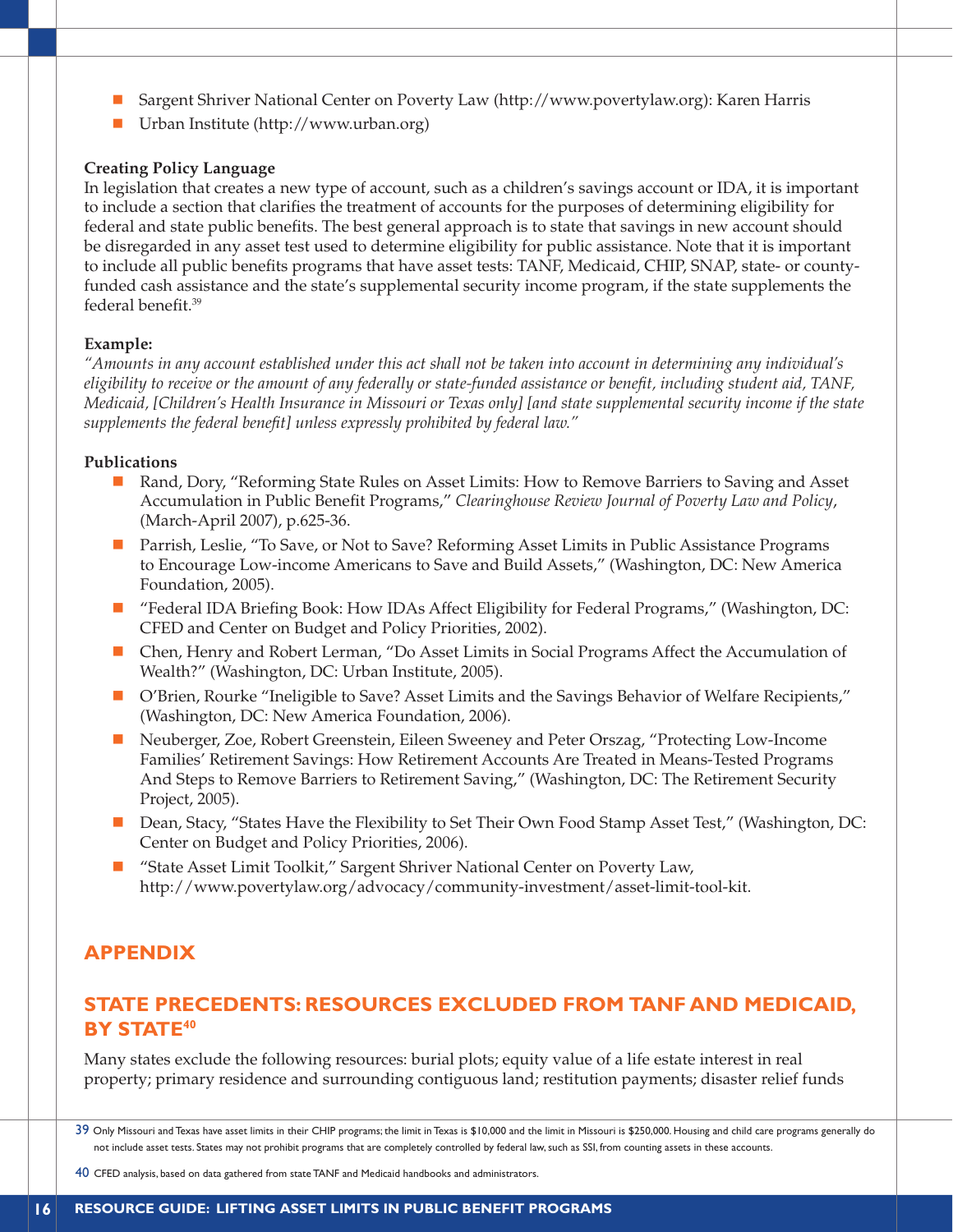- Sargent Shriver National Center on Poverty Law (http://www.povertylaw.org): Karen Harris
- Urban Institute (http://www.urban.org)

**Creating Policy Language**

In legislation that creates a new type of account, such as a children's savings account or IDA, it is important to include a section that clarifies the treatment of accounts for the purposes of determining eligibility for federal and state public benefits. The best general approach is to state that savings in new account should be disregarded in any asset test used to determine eligibility for public assistance. Note that it is important to include all public benefits programs that have asset tests: TANF, Medicaid, CHIP, SNAP, state- or county-funded cash assistance and the state's supplemental security income program, if the state supplements the federal benefit.[39]

**Example:**

*"Amounts in any account established under this act shall not be taken into account in determining any individual's eligibility to receive or the amount of any federally or state-funded assistance or benefit, including student aid, TANF, Medicaid, [Children's Health Insurance in Missouri or Texas only] [and state supplemental security income if the state supplements the federal benefit] unless expressly prohibited by federal law."*

**Publications**

- Rand, Dory, "Reforming State Rules on Asset Limits: How to Remove Barriers to Saving and Asset Accumulation in Public Benefit Programs," *Clearinghouse Review Journal of Poverty Law and Policy*, (March-April 2007), p.625-36.
- Parrish, Leslie, "To Save, or Not to Save? Reforming Asset Limits in Public Assistance Programs to Encourage Low-income Americans to Save and Build Assets," (Washington, DC: New America Foundation, 2005).
- "Federal IDA Briefing Book: How IDAs Affect Eligibility for Federal Programs," (Washington, DC: CFED and Center on Budget and Policy Priorities, 2002).
- Chen, Henry and Robert Lerman, "Do Asset Limits in Social Programs Affect the Accumulation of Wealth?" (Washington, DC: Urban Institute, 2005).
- O'Brien, Rourke "Ineligible to Save? Asset Limits and the Savings Behavior of Welfare Recipients," (Washington, DC: New America Foundation, 2006).
- Neuberger, Zoe, Robert Greenstein, Eileen Sweeney and Peter Orszag, "Protecting Low-Income Families' Retirement Savings: How Retirement Accounts Are Treated in Means-Tested Programs And Steps to Remove Barriers to Retirement Saving," (Washington, DC: The Retirement Security Project, 2005).
- Dean, Stacy, "States Have the Flexibility to Set Their Own Food Stamp Asset Test," (Washington, DC: Center on Budget and Policy Priorities, 2006).
- "State Asset Limit Toolkit," Sargent Shriver National Center on Poverty Law, http://www.povertylaw.org/advocacy/community-investment/asset-limit-tool-kit.

## APPENDIX

## STATE PRECEDENTS: RESOURCES EXCLUDED FROM TANF AND MEDICAID, BY STATE[40]

Many states exclude the following resources: burial plots; equity value of a life estate interest in real property; primary residence and surrounding contiguous land; restitution payments; disaster relief funds

39 Only Missouri and Texas have asset limits in their CHIP programs; the limit in Texas is $10,000 and the limit in Missouri is $250,000. Housing and child care programs generally do not include asset tests. States may not prohibit programs that are completely controlled by federal law, such as SSI, from counting assets in these accounts.

40 CFED analysis, based on data gathered from state TANF and Medicaid handbooks and administrators.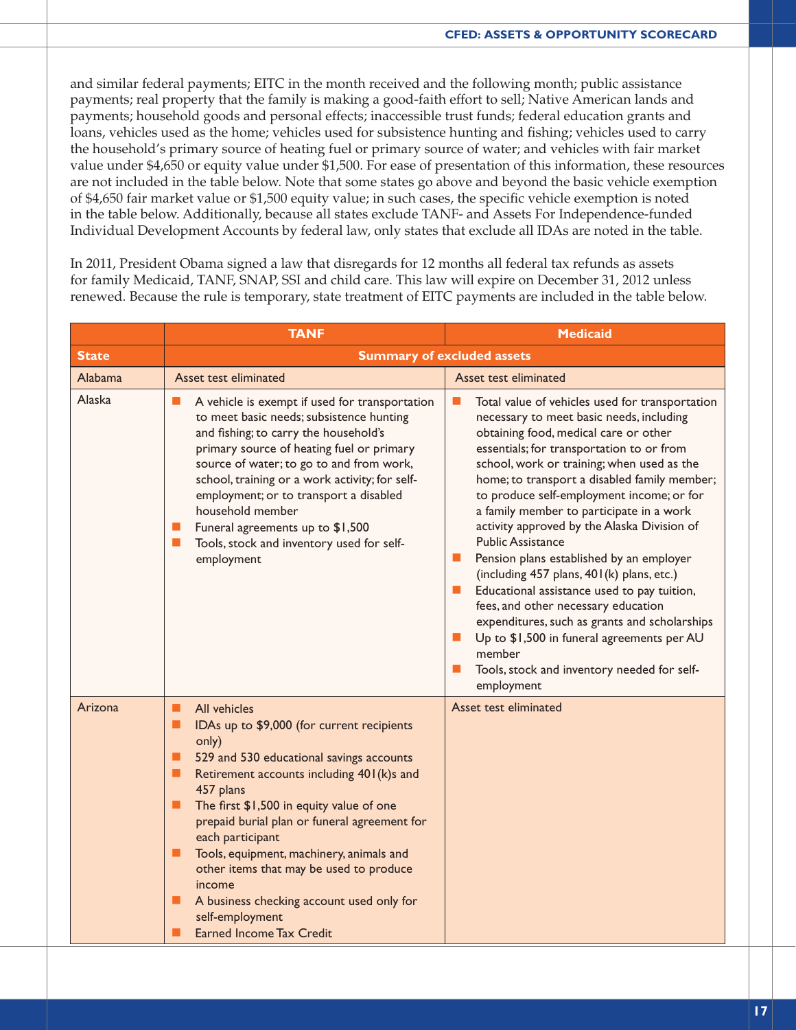and similar federal payments; EITC in the month received and the following month; public assistance payments; real property that the family is making a good-faith effort to sell; Native American lands and payments; household goods and personal effects; inaccessible trust funds; federal education grants and loans, vehicles used as the home; vehicles used for subsistence hunting and fishing; vehicles used to carry the household's primary source of heating fuel or primary source of water; and vehicles with fair market value under $4,650 or equity value under $1,500. For ease of presentation of this information, these resources are not included in the table below. Note that some states go above and beyond the basic vehicle exemption of $4,650 fair market value or $1,500 equity value; in such cases, the specific vehicle exemption is noted in the table below. Additionally, because all states exclude TANF- and Assets For Independence-funded Individual Development Accounts by federal law, only states that exclude all IDAs are noted in the table.

In 2011, President Obama signed a law that disregards for 12 months all federal tax refunds as assets for family Medicaid, TANF, SNAP, SSI and child care. This law will expire on December 31, 2012 unless renewed. Because the rule is temporary, state treatment of EITC payments are included in the table below.

| | TANF | Medicaid |
|---|---|---|
| **State** | **Summary of excluded assets** | |
| Alabama | Asset test eliminated | Asset test eliminated |
| Alaska | ■ A vehicle is exempt if used for transportation to meet basic needs; subsistence hunting and fishing; to carry the household's primary source of heating fuel or primary source of water; to go to and from work, school, training or a work activity; for self-employment; or to transport a disabled household member<br>■ Funeral agreements up to $1,500<br>■ Tools, stock and inventory used for self-employment | ■ Total value of vehicles used for transportation necessary to meet basic needs, including obtaining food, medical care or other essentials; for transportation to or from school, work or training; when used as the home; to transport a disabled family member; to produce self-employment income; or for a family member to participate in a work activity approved by the Alaska Division of Public Assistance<br>■ Pension plans established by an employer (including 457 plans, 401(k) plans, etc.)<br>■ Educational assistance used to pay tuition, fees, and other necessary education expenditures, such as grants and scholarships<br>■ Up to $1,500 in funeral agreements per AU member<br>■ Tools, stock and inventory needed for self-employment |
| Arizona | ■ All vehicles<br>■ IDAs up to $9,000 (for current recipients only)<br>■ 529 and 530 educational savings accounts<br>■ Retirement accounts including 401(k)s and 457 plans<br>■ The first $1,500 in equity value of one prepaid burial plan or funeral agreement for each participant<br>■ Tools, equipment, machinery, animals and other items that may be used to produce income<br>■ A business checking account used only for self-employment<br>■ Earned Income Tax Credit | Asset test eliminated |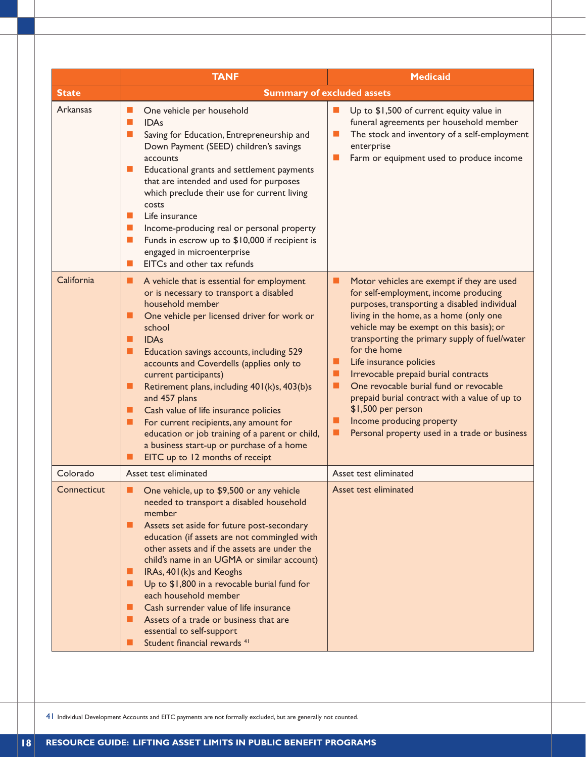| | TANF | Medicaid |
|---|---|---|
| **State** | **Summary of excluded assets** | |
| Arkansas | ■ One vehicle per household<br>■ IDAs<br>■ Saving for Education, Entrepreneurship and Down Payment (SEED) children's savings accounts<br>■ Educational grants and settlement payments that are intended and used for purposes which preclude their use for current living costs<br>■ Life insurance<br>■ Income-producing real or personal property<br>■ Funds in escrow up to $10,000 if recipient is engaged in microenterprise<br>■ EITCs and other tax refunds | ■ Up to $1,500 of current equity value in funeral agreements per household member<br>■ The stock and inventory of a self-employment enterprise<br>■ Farm or equipment used to produce income |
| California | ■ A vehicle that is essential for employment or is necessary to transport a disabled household member<br>■ One vehicle per licensed driver for work or school<br>■ IDAs<br>■ Education savings accounts, including 529 accounts and Coverdells (applies only to current participants)<br>■ Retirement plans, including 401(k)s, 403(b)s and 457 plans<br>■ Cash value of life insurance policies<br>■ For current recipients, any amount for education or job training of a parent or child, a business start-up or purchase of a home<br>■ EITC up to 12 months of receipt | ■ Motor vehicles are exempt if they are used for self-employment, income producing purposes, transporting a disabled individual living in the home, as a home (only one vehicle may be exempt on this basis); or transporting the primary supply of fuel/water for the home<br>■ Life insurance policies<br>■ Irrevocable prepaid burial contracts<br>■ One revocable burial fund or revocable prepaid burial contract with a value of up to $1,500 per person<br>■ Income producing property<br>■ Personal property used in a trade or business |
| Colorado | Asset test eliminated | Asset test eliminated |
| Connecticut | ■ One vehicle, up to $9,500 or any vehicle needed to transport a disabled household member<br>■ Assets set aside for future post-secondary education (if assets are not commingled with other assets and if the assets are under the child's name in an UGMA or similar account)<br>■ IRAs, 401(k)s and Keoghs<br>■ Up to $1,800 in a revocable burial fund for each household member<br>■ Cash surrender value of life insurance<br>■ Assets of a trade or business that are essential to self-support<br>■ Student financial rewards [41] | Asset test eliminated |

[41] Individual Development Accounts and EITC payments are not formally excluded, but are generally not counted.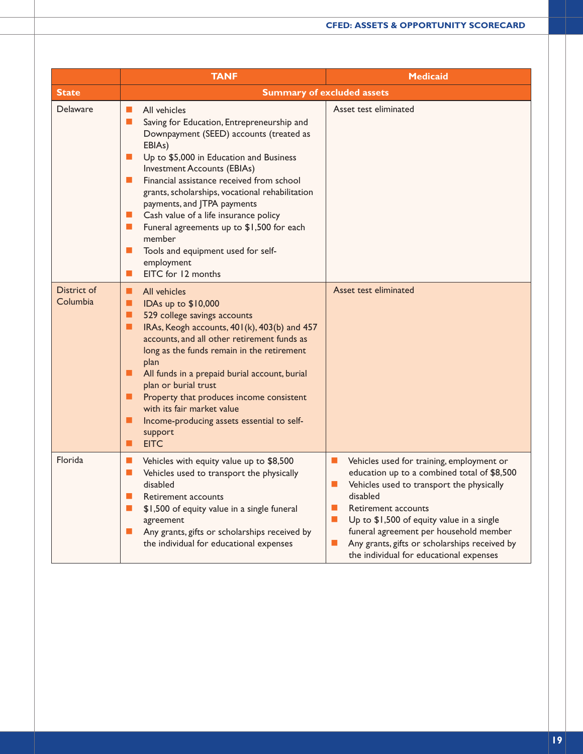| | TANF | Medicaid |
|---|---|---|
| **State** | **Summary of excluded assets** | |
| Delaware | ■ All vehicles<br>■ Saving for Education, Entrepreneurship and Downpayment (SEED) accounts (treated as EBIAs)<br>■ Up to $5,000 in Education and Business Investment Accounts (EBIAs)<br>■ Financial assistance received from school grants, scholarships, vocational rehabilitation payments, and JTPA payments<br>■ Cash value of a life insurance policy<br>■ Funeral agreements up to $1,500 for each member<br>■ Tools and equipment used for self-employment<br>■ EITC for 12 months | Asset test eliminated |
| District of Columbia | ■ All vehicles<br>■ IDAs up to $10,000<br>■ 529 college savings accounts<br>■ IRAs, Keogh accounts, 401(k), 403(b) and 457 accounts, and all other retirement funds as long as the funds remain in the retirement plan<br>■ All funds in a prepaid burial account, burial plan or burial trust<br>■ Property that produces income consistent with its fair market value<br>■ Income-producing assets essential to self-support<br>■ EITC | Asset test eliminated |
| Florida | ■ Vehicles with equity value up to $8,500<br>■ Vehicles used to transport the physically disabled<br>■ Retirement accounts<br>■ $1,500 of equity value in a single funeral agreement<br>■ Any grants, gifts or scholarships received by the individual for educational expenses | ■ Vehicles used for training, employment or education up to a combined total of $8,500<br>■ Vehicles used to transport the physically disabled<br>■ Retirement accounts<br>■ Up to $1,500 of equity value in a single funeral agreement per household member<br>■ Any grants, gifts or scholarships received by the individual for educational expenses |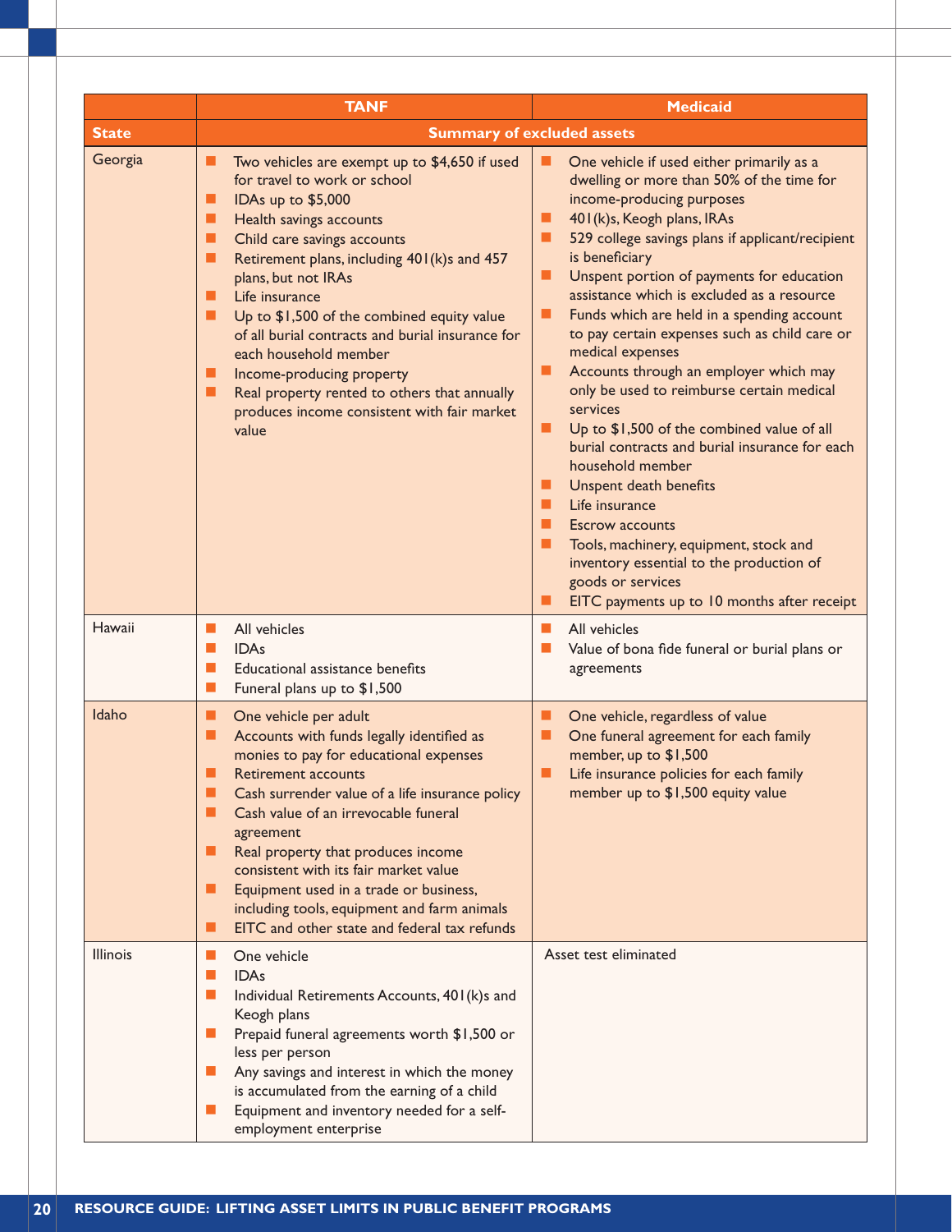| | TANF | Medicaid |
|---|---|---|
| **State** | **Summary of excluded assets** | |
| Georgia | ■ Two vehicles are exempt up to $4,650 if used for travel to work or school<br>■ IDAs up to $5,000<br>■ Health savings accounts<br>■ Child care savings accounts<br>■ Retirement plans, including 401(k)s and 457 plans, but not IRAs<br>■ Life insurance<br>■ Up to $1,500 of the combined equity value of all burial contracts and burial insurance for each household member<br>■ Income-producing property<br>■ Real property rented to others that annually produces income consistent with fair market value | ■ One vehicle if used either primarily as a dwelling or more than 50% of the time for income-producing purposes<br>■ 401(k)s, Keogh plans, IRAs<br>■ 529 college savings plans if applicant/recipient is beneficiary<br>■ Unspent portion of payments for education assistance which is excluded as a resource<br>■ Funds which are held in a spending account to pay certain expenses such as child care or medical expenses<br>■ Accounts through an employer which may only be used to reimburse certain medical services<br>■ Up to $1,500 of the combined value of all burial contracts and burial insurance for each household member<br>■ Unspent death benefits<br>■ Life insurance<br>■ Escrow accounts<br>■ Tools, machinery, equipment, stock and inventory essential to the production of goods or services<br>■ EITC payments up to 10 months after receipt |
| Hawaii | ■ All vehicles<br>■ IDAs<br>■ Educational assistance benefits<br>■ Funeral plans up to $1,500 | ■ All vehicles<br>■ Value of bona fide funeral or burial plans or agreements |
| Idaho | ■ One vehicle per adult<br>■ Accounts with funds legally identified as monies to pay for educational expenses<br>■ Retirement accounts<br>■ Cash surrender value of a life insurance policy<br>■ Cash value of an irrevocable funeral agreement<br>■ Real property that produces income consistent with its fair market value<br>■ Equipment used in a trade or business, including tools, equipment and farm animals<br>■ EITC and other state and federal tax refunds | ■ One vehicle, regardless of value<br>■ One funeral agreement for each family member, up to $1,500<br>■ Life insurance policies for each family member up to $1,500 equity value |
| Illinois | ■ One vehicle<br>■ IDAs<br>■ Individual Retirements Accounts, 401(k)s and Keogh plans<br>■ Prepaid funeral agreements worth $1,500 or less per person<br>■ Any savings and interest in which the money is accumulated from the earning of a child<br>■ Equipment and inventory needed for a self-employment enterprise | Asset test eliminated |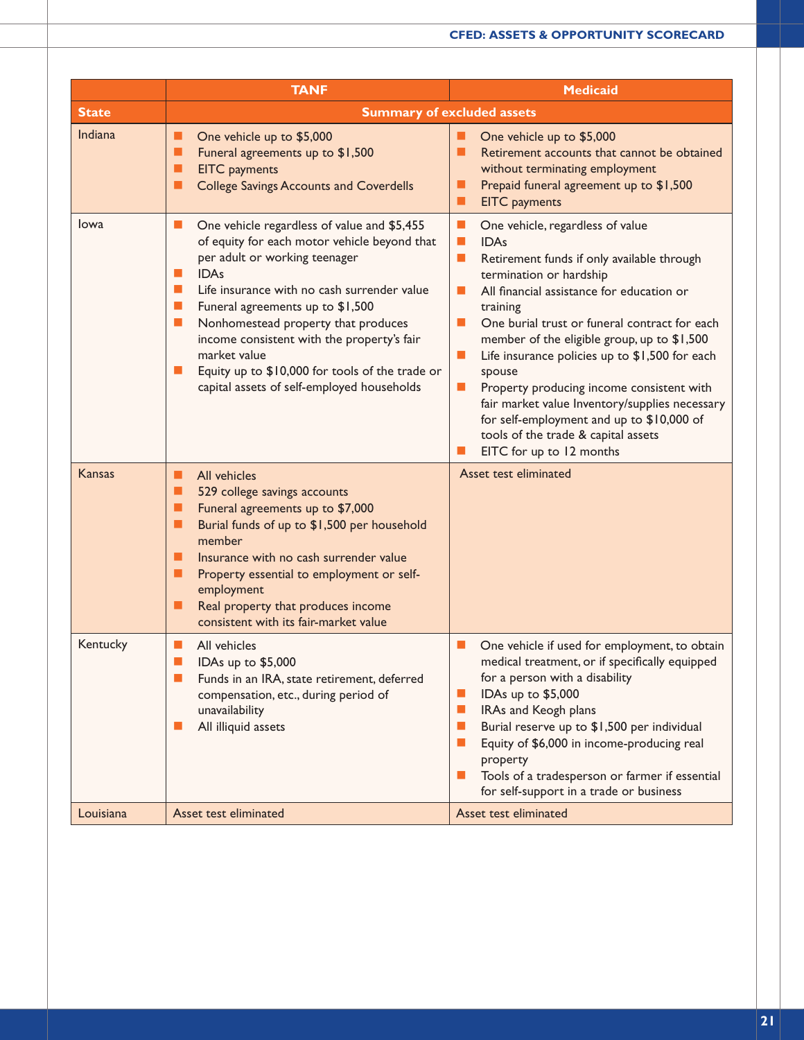| State | TANF | Medicaid |
|---|---|---|
| | Summary of excluded assets | |
| Indiana | ■ One vehicle up to $5,000<br>■ Funeral agreements up to $1,500<br>■ EITC payments<br>■ College Savings Accounts and Coverdells | ■ One vehicle up to $5,000<br>■ Retirement accounts that cannot be obtained without terminating employment<br>■ Prepaid funeral agreement up to $1,500<br>■ EITC payments |
| Iowa | ■ One vehicle regardless of value and $5,455 of equity for each motor vehicle beyond that per adult or working teenager<br>■ IDAs<br>■ Life insurance with no cash surrender value<br>■ Funeral agreements up to $1,500<br>■ Nonhomestead property that produces income consistent with the property's fair market value<br>■ Equity up to $10,000 for tools of the trade or capital assets of self-employed households | ■ One vehicle, regardless of value<br>■ IDAs<br>■ Retirement funds if only available through termination or hardship<br>■ All financial assistance for education or training<br>■ One burial trust or funeral contract for each member of the eligible group, up to $1,500<br>■ Life insurance policies up to $1,500 for each spouse<br>■ Property producing income consistent with fair market value Inventory/supplies necessary for self-employment and up to $10,000 of tools of the trade & capital assets<br>■ EITC for up to 12 months |
| Kansas | ■ All vehicles<br>■ 529 college savings accounts<br>■ Funeral agreements up to $7,000<br>■ Burial funds of up to $1,500 per household member<br>■ Insurance with no cash surrender value<br>■ Property essential to employment or self-employment<br>■ Real property that produces income consistent with its fair-market value | Asset test eliminated |
| Kentucky | ■ All vehicles<br>■ IDAs up to $5,000<br>■ Funds in an IRA, state retirement, deferred compensation, etc., during period of unavailability<br>■ All illiquid assets | ■ One vehicle if used for employment, to obtain medical treatment, or if specifically equipped for a person with a disability<br>■ IDAs up to $5,000<br>■ IRAs and Keogh plans<br>■ Burial reserve up to $1,500 per individual<br>■ Equity of $6,000 in income-producing real property<br>■ Tools of a tradesperson or farmer if essential for self-support in a trade or business |
| Louisiana | Asset test eliminated | Asset test eliminated |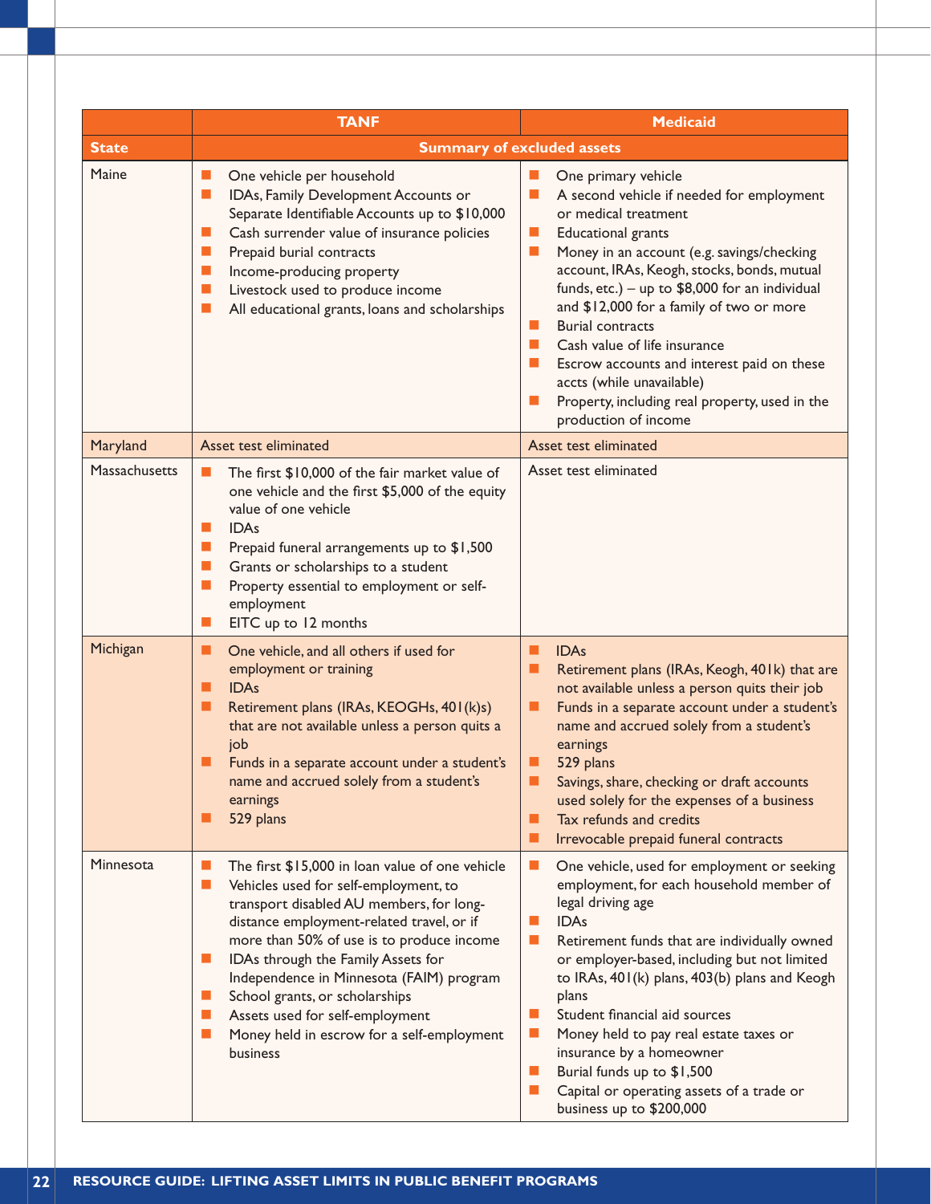| | TANF | Medicaid |
|---|---|---|
| **State** | **Summary of excluded assets** | |
| Maine | - One vehicle per household<br>- IDAs, Family Development Accounts or Separate Identifiable Accounts up to $10,000<br>- Cash surrender value of insurance policies<br>- Prepaid burial contracts<br>- Income-producing property<br>- Livestock used to produce income<br>- All educational grants, loans and scholarships | - One primary vehicle<br>- A second vehicle if needed for employment or medical treatment<br>- Educational grants<br>- Money in an account (e.g. savings/checking account, IRAs, Keogh, stocks, bonds, mutual funds, etc.) – up to $8,000 for an individual and $12,000 for a family of two or more<br>- Burial contracts<br>- Cash value of life insurance<br>- Escrow accounts and interest paid on these accts (while unavailable)<br>- Property, including real property, used in the production of income |
| Maryland | Asset test eliminated | Asset test eliminated |
| Massachusetts | - The first $10,000 of the fair market value of one vehicle and the first $5,000 of the equity value of one vehicle<br>- IDAs<br>- Prepaid funeral arrangements up to $1,500<br>- Grants or scholarships to a student<br>- Property essential to employment or self-employment<br>- EITC up to 12 months | Asset test eliminated |
| Michigan | - One vehicle, and all others if used for employment or training<br>- IDAs<br>- Retirement plans (IRAs, KEOGHs, 401(k)s) that are not available unless a person quits a job<br>- Funds in a separate account under a student's name and accrued solely from a student's earnings<br>- 529 plans | - IDAs<br>- Retirement plans (IRAs, Keogh, 401k) that are not available unless a person quits their job<br>- Funds in a separate account under a student's name and accrued solely from a student's earnings<br>- 529 plans<br>- Savings, share, checking or draft accounts used solely for the expenses of a business<br>- Tax refunds and credits<br>- Irrevocable prepaid funeral contracts |
| Minnesota | - The first $15,000 in loan value of one vehicle<br>- Vehicles used for self-employment, to transport disabled AU members, for long-distance employment-related travel, or if more than 50% of use is to produce income<br>- IDAs through the Family Assets for Independence in Minnesota (FAIM) program<br>- School grants, or scholarships<br>- Assets used for self-employment<br>- Money held in escrow for a self-employment business | - One vehicle, used for employment or seeking employment, for each household member of legal driving age<br>- IDAs<br>- Retirement funds that are individually owned or employer-based, including but not limited to IRAs, 401(k) plans, 403(b) plans and Keogh plans<br>- Student financial aid sources<br>- Money held to pay real estate taxes or insurance by a homeowner<br>- Burial funds up to $1,500<br>- Capital or operating assets of a trade or business up to $200,000 |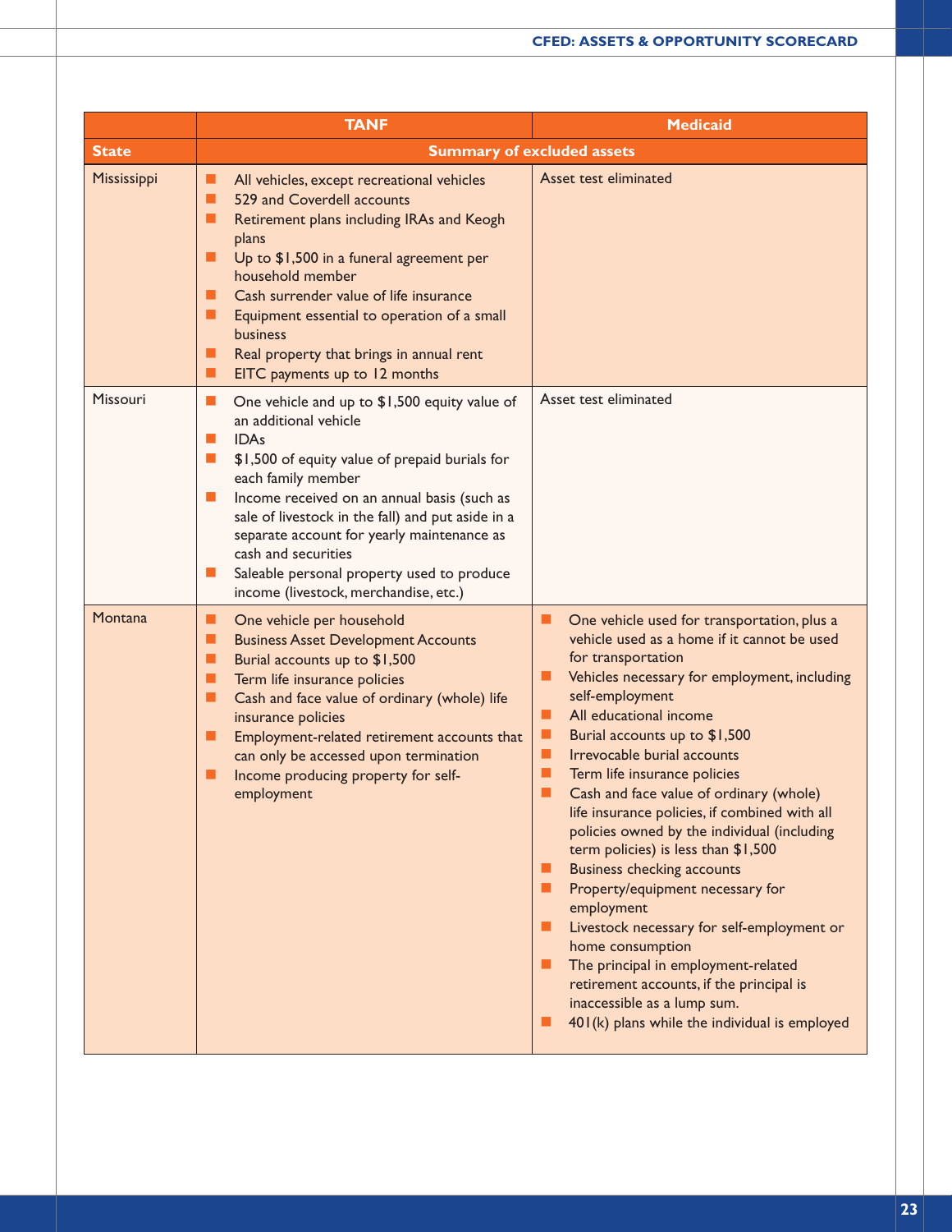| | TANF | Medicaid |
|---|---|---|
| **State** | **Summary of excluded assets** | |
| Mississippi | ■ All vehicles, except recreational vehicles<br>■ 529 and Coverdell accounts<br>■ Retirement plans including IRAs and Keogh plans<br>■ Up to $1,500 in a funeral agreement per household member<br>■ Cash surrender value of life insurance<br>■ Equipment essential to operation of a small business<br>■ Real property that brings in annual rent<br>■ EITC payments up to 12 months | Asset test eliminated |
| Missouri | ■ One vehicle and up to $1,500 equity value of an additional vehicle<br>■ IDAs<br>■ $1,500 of equity value of prepaid burials for each family member<br>■ Income received on an annual basis (such as sale of livestock in the fall) and put aside in a separate account for yearly maintenance as cash and securities<br>■ Saleable personal property used to produce income (livestock, merchandise, etc.) | Asset test eliminated |
| Montana | ■ One vehicle per household<br>■ Business Asset Development Accounts<br>■ Burial accounts up to $1,500<br>■ Term life insurance policies<br>■ Cash and face value of ordinary (whole) life insurance policies<br>■ Employment-related retirement accounts that can only be accessed upon termination<br>■ Income producing property for self-employment | ■ One vehicle used for transportation, plus a vehicle used as a home if it cannot be used for transportation<br>■ Vehicles necessary for employment, including self-employment<br>■ All educational income<br>■ Burial accounts up to $1,500<br>■ Irrevocable burial accounts<br>■ Term life insurance policies<br>■ Cash and face value of ordinary (whole) life insurance policies, if combined with all policies owned by the individual (including term policies) is less than $1,500<br>■ Business checking accounts<br>■ Property/equipment necessary for employment<br>■ Livestock necessary for self-employment or home consumption<br>■ The principal in employment-related retirement accounts, if the principal is inaccessible as a lump sum.<br>■ 401(k) plans while the individual is employed |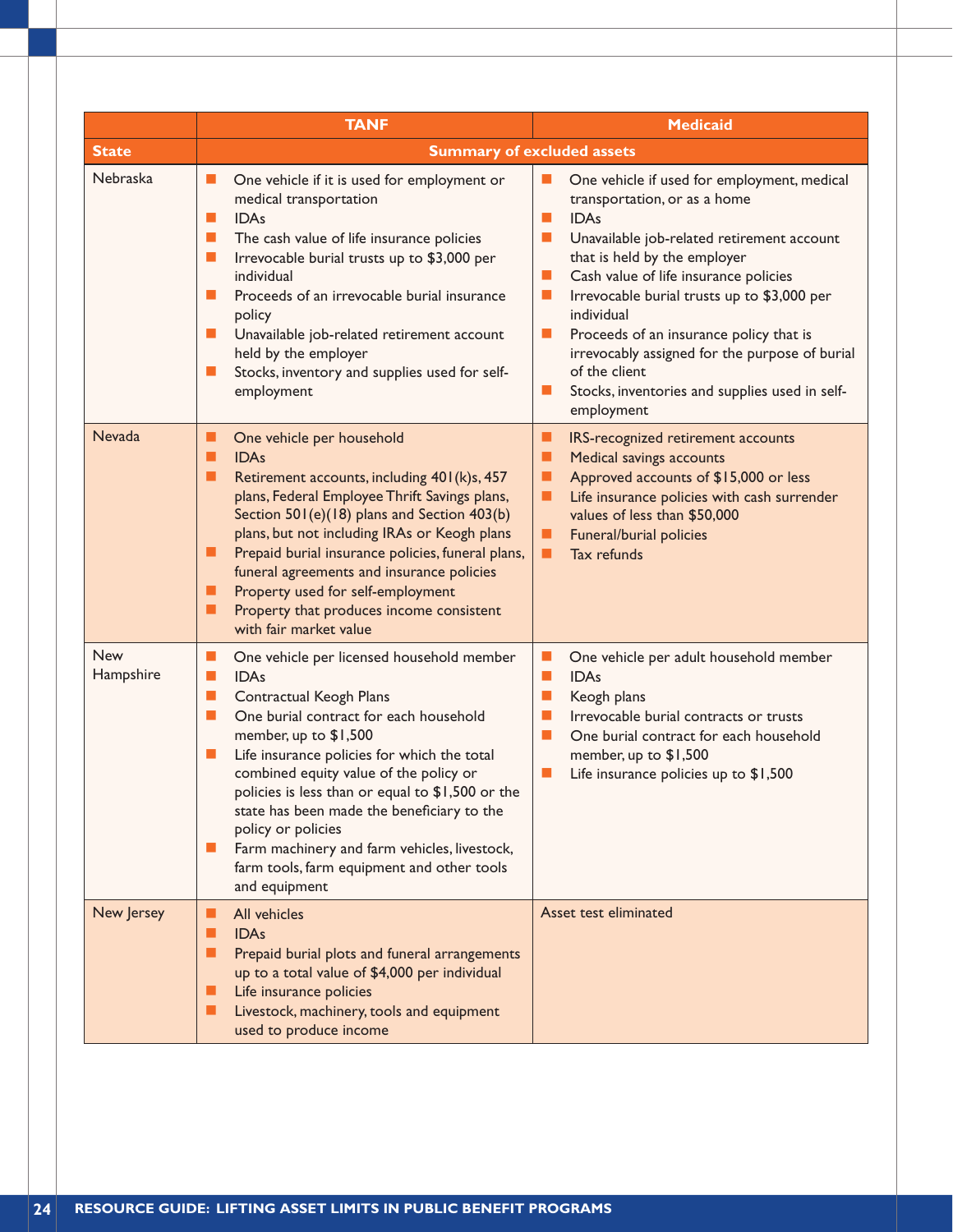| | TANF | Medicaid |
|---|---|---|
| **State** | **Summary of excluded assets** | |
| Nebraska | ■ One vehicle if it is used for employment or medical transportation<br>■ IDAs<br>■ The cash value of life insurance policies<br>■ Irrevocable burial trusts up to $3,000 per individual<br>■ Proceeds of an irrevocable burial insurance policy<br>■ Unavailable job-related retirement account held by the employer<br>■ Stocks, inventory and supplies used for self-employment | ■ One vehicle if used for employment, medical transportation, or as a home<br>■ IDAs<br>■ Unavailable job-related retirement account that is held by the employer<br>■ Cash value of life insurance policies<br>■ Irrevocable burial trusts up to $3,000 per individual<br>■ Proceeds of an insurance policy that is irrevocably assigned for the purpose of burial of the client<br>■ Stocks, inventories and supplies used in self-employment |
| Nevada | ■ One vehicle per household<br>■ IDAs<br>■ Retirement accounts, including 401(k)s, 457 plans, Federal Employee Thrift Savings plans, Section 501(e)(18) plans and Section 403(b) plans, but not including IRAs or Keogh plans<br>■ Prepaid burial insurance policies, funeral plans, funeral agreements and insurance policies<br>■ Property used for self-employment<br>■ Property that produces income consistent with fair market value | ■ IRS-recognized retirement accounts<br>■ Medical savings accounts<br>■ Approved accounts of $15,000 or less<br>■ Life insurance policies with cash surrender values of less than $50,000<br>■ Funeral/burial policies<br>■ Tax refunds |
| New Hampshire | ■ One vehicle per licensed household member<br>■ IDAs<br>■ Contractual Keogh Plans<br>■ One burial contract for each household member, up to $1,500<br>■ Life insurance policies for which the total combined equity value of the policy or policies is less than or equal to $1,500 or the state has been made the beneficiary to the policy or policies<br>■ Farm machinery and farm vehicles, livestock, farm tools, farm equipment and other tools and equipment | ■ One vehicle per adult household member<br>■ IDAs<br>■ Keogh plans<br>■ Irrevocable burial contracts or trusts<br>■ One burial contract for each household member, up to $1,500<br>■ Life insurance policies up to $1,500 |
| New Jersey | ■ All vehicles<br>■ IDAs<br>■ Prepaid burial plots and funeral arrangements up to a total value of $4,000 per individual<br>■ Life insurance policies<br>■ Livestock, machinery, tools and equipment used to produce income | Asset test eliminated |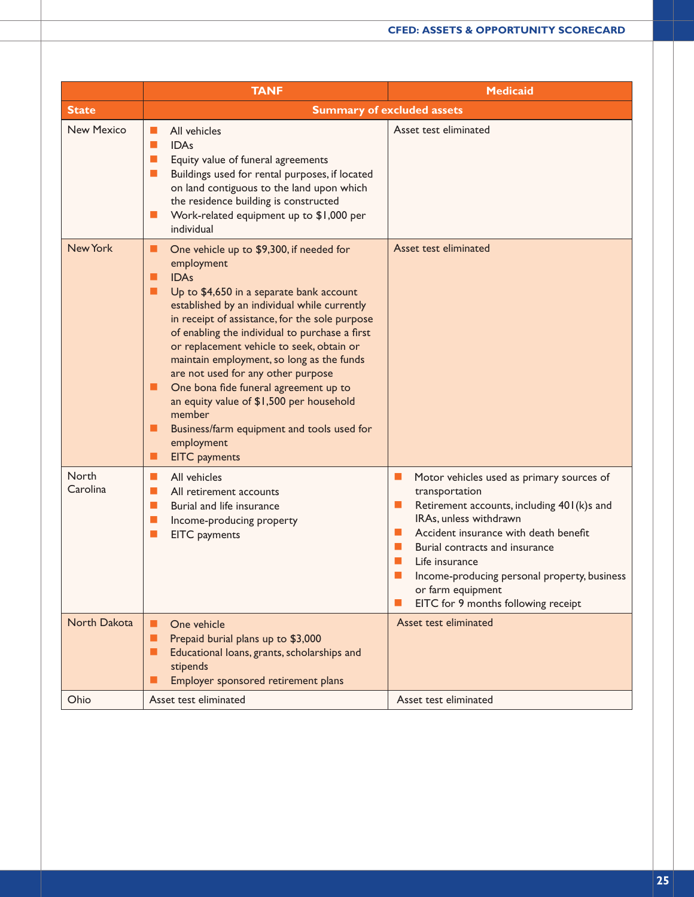| | TANF | Medicaid |
|---|---|---|
| **State** | **Summary of excluded assets** | |
| New Mexico | ■ All vehicles<br>■ IDAs<br>■ Equity value of funeral agreements<br>■ Buildings used for rental purposes, if located on land contiguous to the land upon which the residence building is constructed<br>■ Work-related equipment up to $1,000 per individual | Asset test eliminated |
| New York | ■ One vehicle up to $9,300, if needed for employment<br>■ IDAs<br>■ Up to $4,650 in a separate bank account established by an individual while currently in receipt of assistance, for the sole purpose of enabling the individual to purchase a first or replacement vehicle to seek, obtain or maintain employment, so long as the funds are not used for any other purpose<br>■ One bona fide funeral agreement up to an equity value of $1,500 per household member<br>■ Business/farm equipment and tools used for employment<br>■ EITC payments | Asset test eliminated |
| North Carolina | ■ All vehicles<br>■ All retirement accounts<br>■ Burial and life insurance<br>■ Income-producing property<br>■ EITC payments | ■ Motor vehicles used as primary sources of transportation<br>■ Retirement accounts, including 401(k)s and IRAs, unless withdrawn<br>■ Accident insurance with death benefit<br>■ Burial contracts and insurance<br>■ Life insurance<br>■ Income-producing personal property, business or farm equipment<br>■ EITC for 9 months following receipt |
| North Dakota | ■ One vehicle<br>■ Prepaid burial plans up to $3,000<br>■ Educational loans, grants, scholarships and stipends<br>■ Employer sponsored retirement plans | Asset test eliminated |
| Ohio | Asset test eliminated | Asset test eliminated |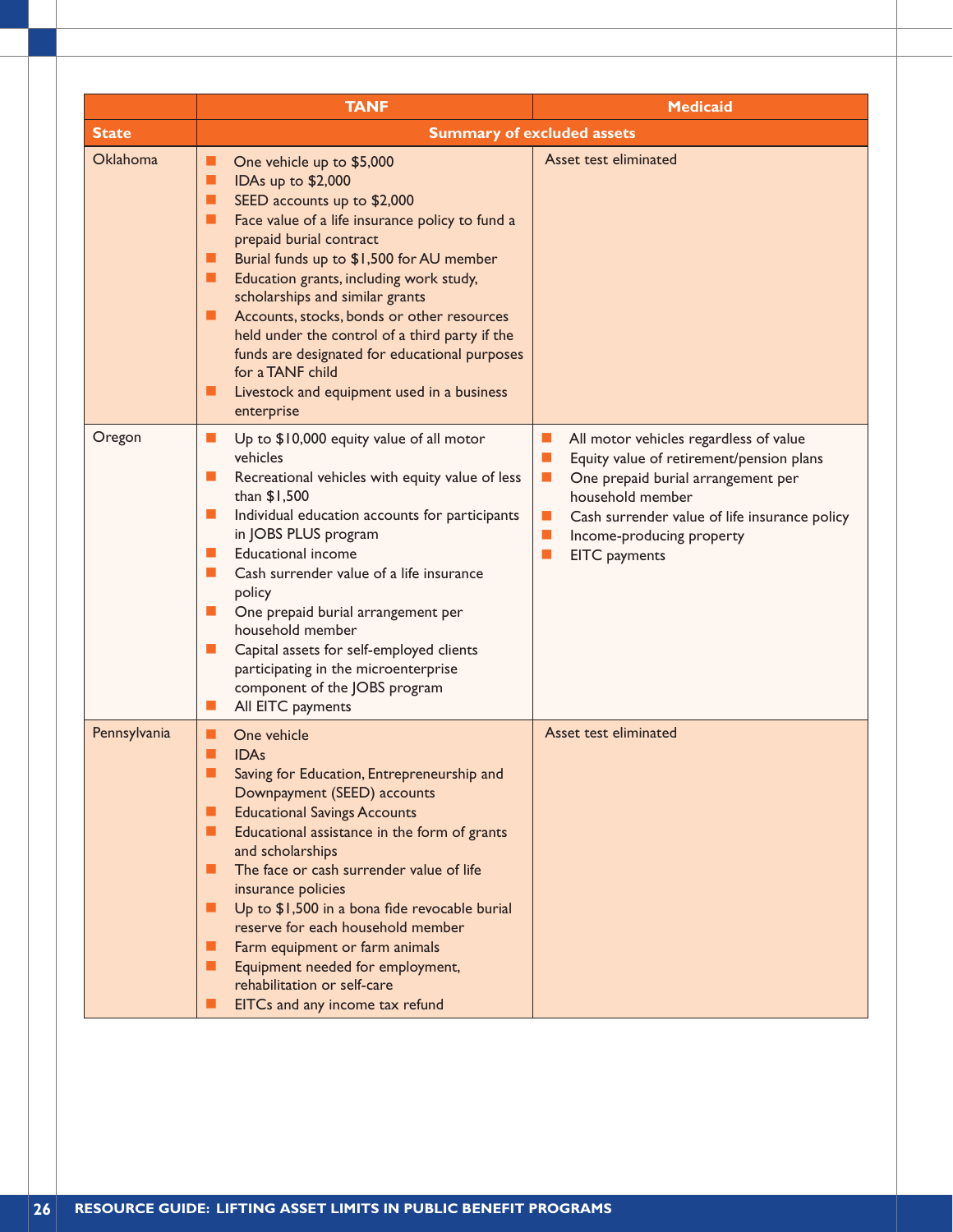| | TANF | Medicaid |
|---|---|---|
| **State** | **Summary of excluded assets** | |
| Oklahoma | ■ One vehicle up to $5,000<br>■ IDAs up to $2,000<br>■ SEED accounts up to $2,000<br>■ Face value of a life insurance policy to fund a prepaid burial contract<br>■ Burial funds up to $1,500 for AU member<br>■ Education grants, including work study, scholarships and similar grants<br>■ Accounts, stocks, bonds or other resources held under the control of a third party if the funds are designated for educational purposes for a TANF child<br>■ Livestock and equipment used in a business enterprise | Asset test eliminated |
| Oregon | ■ Up to $10,000 equity value of all motor vehicles<br>■ Recreational vehicles with equity value of less than $1,500<br>■ Individual education accounts for participants in JOBS PLUS program<br>■ Educational income<br>■ Cash surrender value of a life insurance policy<br>■ One prepaid burial arrangement per household member<br>■ Capital assets for self-employed clients participating in the microenterprise component of the JOBS program<br>■ All EITC payments | ■ All motor vehicles regardless of value<br>■ Equity value of retirement/pension plans<br>■ One prepaid burial arrangement per household member<br>■ Cash surrender value of life insurance policy<br>■ Income-producing property<br>■ EITC payments |
| Pennsylvania | ■ One vehicle<br>■ IDAs<br>■ Saving for Education, Entrepreneurship and Downpayment (SEED) accounts<br>■ Educational Savings Accounts<br>■ Educational assistance in the form of grants and scholarships<br>■ The face or cash surrender value of life insurance policies<br>■ Up to $1,500 in a bona fide revocable burial reserve for each household member<br>■ Farm equipment or farm animals<br>■ Equipment needed for employment, rehabilitation or self-care<br>■ EITCs and any income tax refund | Asset test eliminated |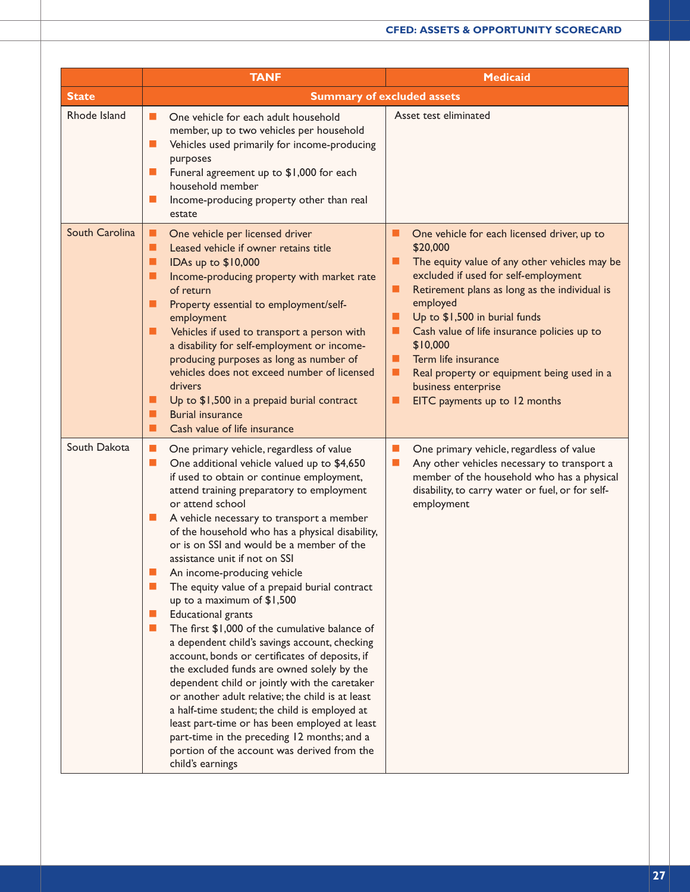| State | TANF | Medicaid |
|---|---|---|
| | Summary of excluded assets | |
| Rhode Island | ■ One vehicle for each adult household member, up to two vehicles per household<br>■ Vehicles used primarily for income-producing purposes<br>■ Funeral agreement up to $1,000 for each household member<br>■ Income-producing property other than real estate | Asset test eliminated |
| South Carolina | ■ One vehicle per licensed driver<br>■ Leased vehicle if owner retains title<br>■ IDAs up to $10,000<br>■ Income-producing property with market rate of return<br>■ Property essential to employment/self-employment<br>■ Vehicles if used to transport a person with a disability for self-employment or income-producing purposes as long as number of vehicles does not exceed number of licensed drivers<br>■ Up to $1,500 in a prepaid burial contract<br>■ Burial insurance<br>■ Cash value of life insurance | ■ One vehicle for each licensed driver, up to $20,000<br>■ The equity value of any other vehicles may be excluded if used for self-employment<br>■ Retirement plans as long as the individual is employed<br>■ Up to $1,500 in burial funds<br>■ Cash value of life insurance policies up to $10,000<br>■ Term life insurance<br>■ Real property or equipment being used in a business enterprise<br>■ EITC payments up to 12 months |
| South Dakota | ■ One primary vehicle, regardless of value<br>■ One additional vehicle valued up to $4,650 if used to obtain or continue employment, attend training preparatory to employment or attend school<br>■ A vehicle necessary to transport a member of the household who has a physical disability, or is on SSI and would be a member of the assistance unit if not on SSI<br>■ An income-producing vehicle<br>■ The equity value of a prepaid burial contract up to a maximum of $1,500<br>■ Educational grants<br>■ The first $1,000 of the cumulative balance of a dependent child's savings account, checking account, bonds or certificates of deposits, if the excluded funds are owned solely by the dependent child or jointly with the caretaker or another adult relative; the child is at least a half-time student; the child is employed at least part-time or has been employed at least part-time in the preceding 12 months; and a portion of the account was derived from the child's earnings | ■ One primary vehicle, regardless of value<br>■ Any other vehicles necessary to transport a member of the household who has a physical disability, to carry water or fuel, or for self-employment |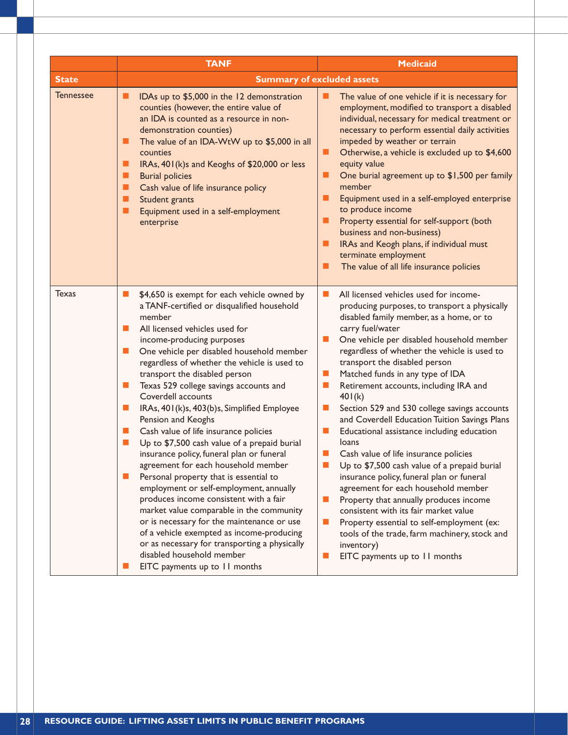| | TANF | Medicaid |
|---|---|---|
| **State** | **Summary of excluded assets** | |
| Tennessee | ■ IDAs up to $5,000 in the 12 demonstration counties (however, the entire value of an IDA is counted as a resource in non-demonstration counties)<br>■ The value of an IDA-WtW up to $5,000 in all counties<br>■ IRAs, 401(k)s and Keoghs of $20,000 or less<br>■ Burial policies<br>■ Cash value of life insurance policy<br>■ Student grants<br>■ Equipment used in a self-employment enterprise | ■ The value of one vehicle if it is necessary for employment, modified to transport a disabled individual, necessary for medical treatment or necessary to perform essential daily activities impeded by weather or terrain<br>■ Otherwise, a vehicle is excluded up to $4,600 equity value<br>■ One burial agreement up to $1,500 per family member<br>■ Equipment used in a self-employed enterprise to produce income<br>■ Property essential for self-support (both business and non-business)<br>■ IRAs and Keogh plans, if individual must terminate employment<br>■ The value of all life insurance policies |
| Texas | ■ $4,650 is exempt for each vehicle owned by a TANF-certified or disqualified household member<br>■ All licensed vehicles used for income-producing purposes<br>■ One vehicle per disabled household member regardless of whether the vehicle is used to transport the disabled person<br>■ Texas 529 college savings accounts and Coverdell accounts<br>■ IRAs, 401(k)s, 403(b)s, Simplified Employee Pension and Keoghs<br>■ Cash value of life insurance policies<br>■ Up to $7,500 cash value of a prepaid burial insurance policy, funeral plan or funeral agreement for each household member<br>■ Personal property that is essential to employment or self-employment, annually produces income consistent with a fair market value comparable in the community or is necessary for the maintenance or use of a vehicle exempted as income-producing or as necessary for transporting a physically disabled household member<br>■ EITC payments up to 11 months | ■ All licensed vehicles used for income-producing purposes, to transport a physically disabled family member, as a home, or to carry fuel/water<br>■ One vehicle per disabled household member regardless of whether the vehicle is used to transport the disabled person<br>■ Matched funds in any type of IDA<br>■ Retirement accounts, including IRA and 401(k)<br>■ Section 529 and 530 college savings accounts and Coverdell Education Tuition Savings Plans<br>■ Educational assistance including education loans<br>■ Cash value of life insurance policies<br>■ Up to $7,500 cash value of a prepaid burial insurance policy, funeral plan or funeral agreement for each household member<br>■ Property that annually produces income consistent with its fair market value<br>■ Property essential to self-employment (ex: tools of the trade, farm machinery, stock and inventory)<br>■ EITC payments up to 11 months |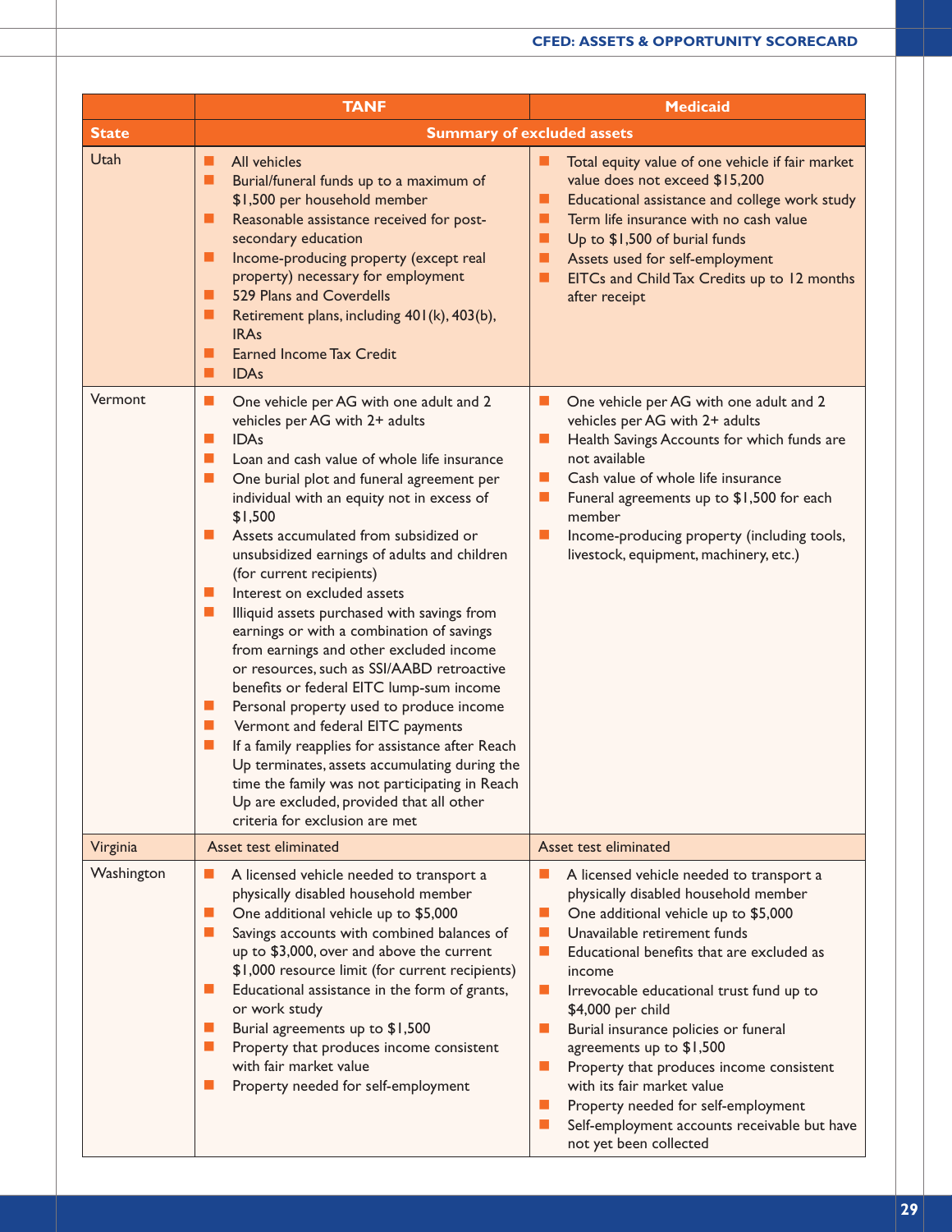| State | TANF | Medicaid |
|---|---|---|
| | Summary of excluded assets | |
| Utah | ■ All vehicles<br>■ Burial/funeral funds up to a maximum of $1,500 per household member<br>■ Reasonable assistance received for post-secondary education<br>■ Income-producing property (except real property) necessary for employment<br>■ 529 Plans and Coverdells<br>■ Retirement plans, including 401(k), 403(b), IRAs<br>■ Earned Income Tax Credit<br>■ IDAs | ■ Total equity value of one vehicle if fair market value does not exceed $15,200<br>■ Educational assistance and college work study<br>■ Term life insurance with no cash value<br>■ Up to $1,500 of burial funds<br>■ Assets used for self-employment<br>■ EITCs and Child Tax Credits up to 12 months after receipt |
| Vermont | ■ One vehicle per AG with one adult and 2 vehicles per AG with 2+ adults<br>■ IDAs<br>■ Loan and cash value of whole life insurance<br>■ One burial plot and funeral agreement per individual with an equity not in excess of $1,500<br>■ Assets accumulated from subsidized or unsubsidized earnings of adults and children (for current recipients)<br>■ Interest on excluded assets<br>■ Illiquid assets purchased with savings from earnings or with a combination of savings from earnings and other excluded income or resources, such as SSI/AABD retroactive benefits or federal EITC lump-sum income<br>■ Personal property used to produce income<br>■ Vermont and federal EITC payments<br>■ If a family reapplies for assistance after Reach Up terminates, assets accumulating during the time the family was not participating in Reach Up are excluded, provided that all other criteria for exclusion are met | ■ One vehicle per AG with one adult and 2 vehicles per AG with 2+ adults<br>■ Health Savings Accounts for which funds are not available<br>■ Cash value of whole life insurance<br>■ Funeral agreements up to $1,500 for each member<br>■ Income-producing property (including tools, livestock, equipment, machinery, etc.) |
| Virginia | Asset test eliminated | Asset test eliminated |
| Washington | ■ A licensed vehicle needed to transport a physically disabled household member<br>■ One additional vehicle up to $5,000<br>■ Savings accounts with combined balances of up to $3,000, over and above the current $1,000 resource limit (for current recipients)<br>■ Educational assistance in the form of grants, or work study<br>■ Burial agreements up to $1,500<br>■ Property that produces income consistent with fair market value<br>■ Property needed for self-employment | ■ A licensed vehicle needed to transport a physically disabled household member<br>■ One additional vehicle up to $5,000<br>■ Unavailable retirement funds<br>■ Educational benefits that are excluded as income<br>■ Irrevocable educational trust fund up to $4,000 per child<br>■ Burial insurance policies or funeral agreements up to $1,500<br>■ Property that produces income consistent with its fair market value<br>■ Property needed for self-employment<br>■ Self-employment accounts receivable but have not yet been collected |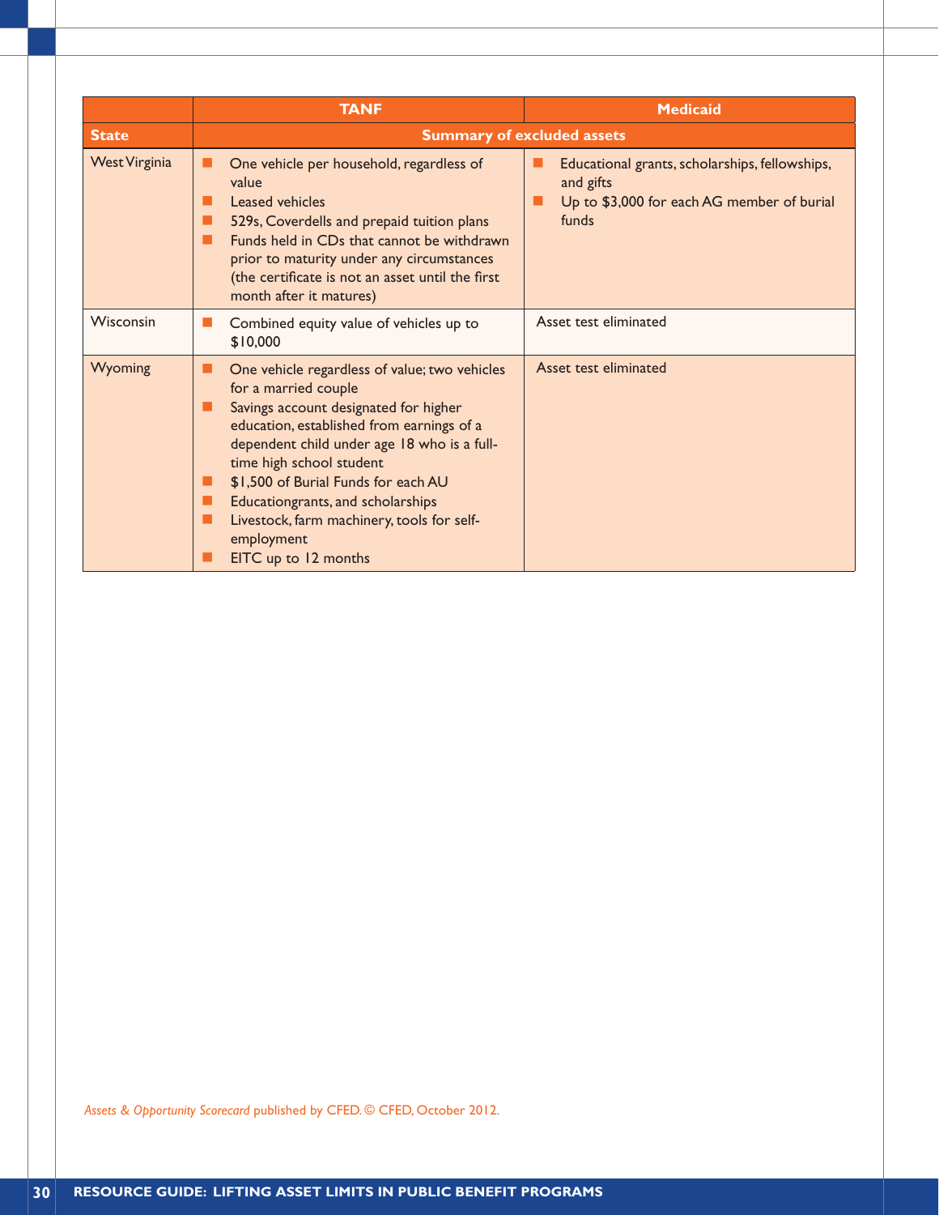| | TANF | Medicaid |
|---|---|---|
| **State** | **Summary of excluded assets** | |
| West Virginia | ■ One vehicle per household, regardless of value<br>■ Leased vehicles<br>■ 529s, Coverdells and prepaid tuition plans<br>■ Funds held in CDs that cannot be withdrawn prior to maturity under any circumstances (the certificate is not an asset until the first month after it matures) | ■ Educational grants, scholarships, fellowships, and gifts<br>■ Up to $3,000 for each AG member of burial funds |
| Wisconsin | ■ Combined equity value of vehicles up to $10,000 | Asset test eliminated |
| Wyoming | ■ One vehicle regardless of value; two vehicles for a married couple<br>■ Savings account designated for higher education, established from earnings of a dependent child under age 18 who is a full-time high school student<br>■ $1,500 of Burial Funds for each AU<br>■ Educationgrants, and scholarships<br>■ Livestock, farm machinery, tools for self-employment<br>■ EITC up to 12 months | Asset test eliminated |

*Assets & Opportunity Scorecard* published by CFED. © CFED, October 2012.